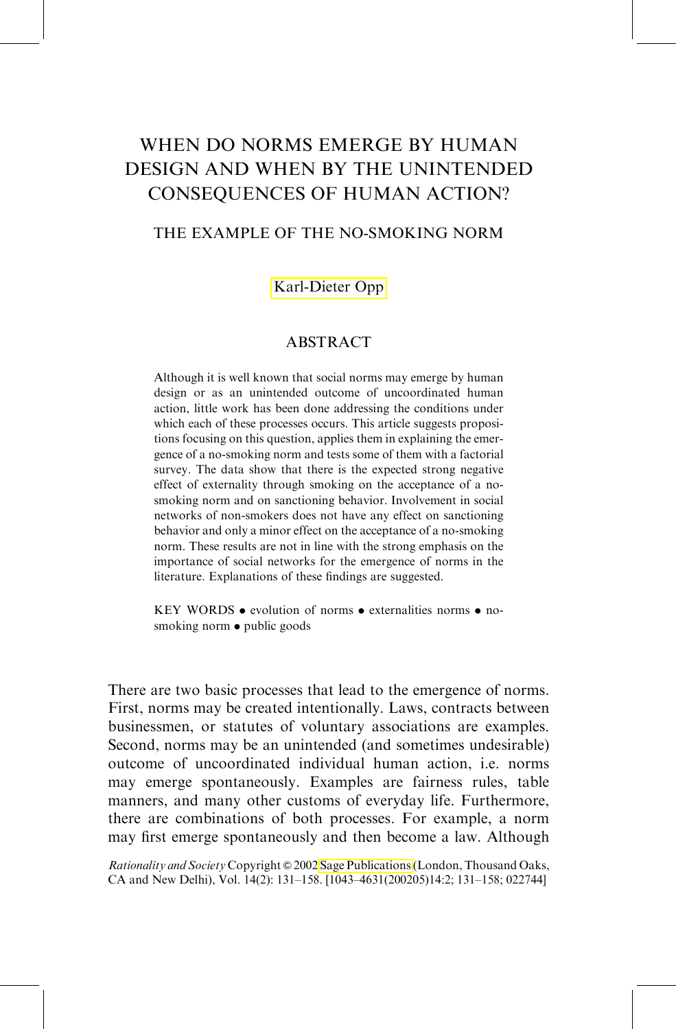# WHEN DO NORMS EMERGE BY HUMAN DESIGN AND WHEN BY THE UNINTENDED CONSEQUENCES OF HUMAN ACTION?

## THE EXAMPLE OF THE NO-SMOKING NORM

Karl-Dieter Opp

### ABSTRACT

Although it is well known that social norms may emerge by human design or as an unintended outcome of uncoordinated human action, little work has been done addressing the conditions under which each of these processes occurs. This article suggests propositions focusing on this question, applies them in explaining the emergence of a no-smoking norm and tests some of them with a factorial survey. The data show that there is the expected strong negative effect of externality through smoking on the acceptance of a no-smoking norm and on sanctioning behavior. Involvement in social networks of non-smokers does not have any effect on sanctioning behavior and only a minor effect on the acceptance of a no-smoking norm. These results are not in line with the strong emphasis on the importance of social networks for the emergence of norms in the literature. Explanations of these findings are suggested.

KEY WORDS • evolution of norms • externalities norms • no-smoking norm • public goods

There are two basic processes that lead to the emergence of norms. First, norms may be created intentionally. Laws, contracts between businessmen, or statutes of voluntary associations are examples. Second, norms may be an unintended (and sometimes undesirable) outcome of uncoordinated individual human action, i.e. norms may emerge spontaneously. Examples are fairness rules, table manners, and many other customs of everyday life. Furthermore, there are combinations of both processes. For example, a norm may first emerge spontaneously and then become a law. Although

*Rationality and Society* Copyright © 2002 Sage Publications (London, Thousand Oaks, CA and New Delhi), Vol. 14(2): 131–158. [1043–4631(200205)14:2; 131–158; 022744]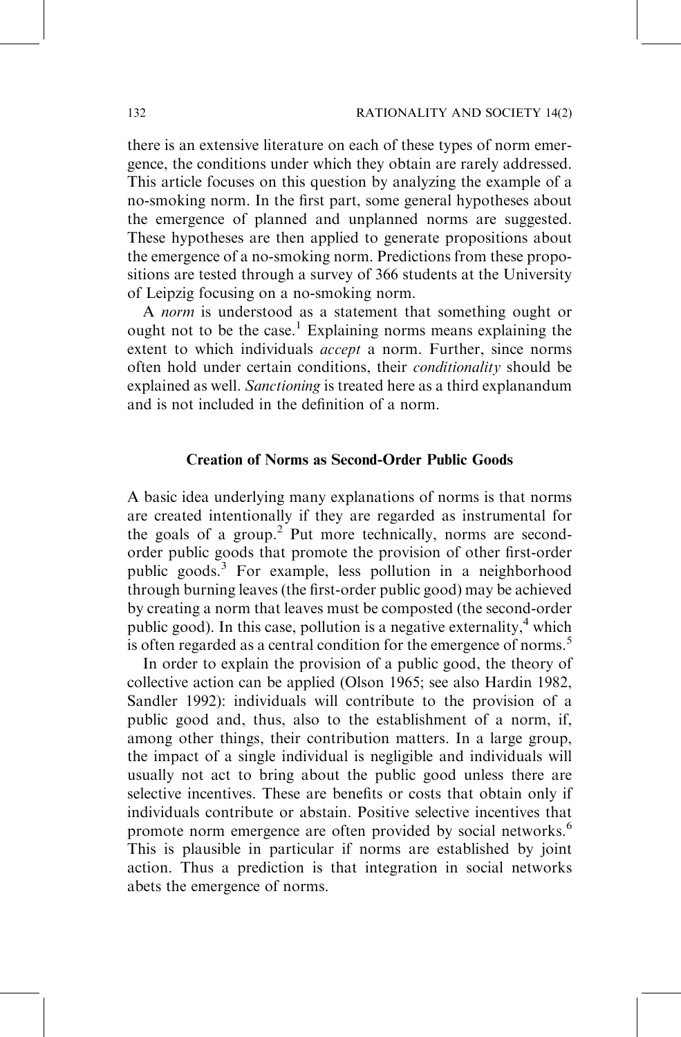there is an extensive literature on each of these types of norm emergence, the conditions under which they obtain are rarely addressed. This article focuses on this question by analyzing the example of a no-smoking norm. In the first part, some general hypotheses about the emergence of planned and unplanned norms are suggested. These hypotheses are then applied to generate propositions about the emergence of a no-smoking norm. Predictions from these propositions are tested through a survey of 366 students at the University of Leipzig focusing on a no-smoking norm.

A *norm* is understood as a statement that something ought or ought not to be the case.[1] Explaining norms means explaining the extent to which individuals *accept* a norm. Further, since norms often hold under certain conditions, their *conditionality* should be explained as well. *Sanctioning* is treated here as a third explanandum and is not included in the definition of a norm.

## Creation of Norms as Second-Order Public Goods

A basic idea underlying many explanations of norms is that norms are created intentionally if they are regarded as instrumental for the goals of a group.[2] Put more technically, norms are second-order public goods that promote the provision of other first-order public goods.[3] For example, less pollution in a neighborhood through burning leaves (the first-order public good) may be achieved by creating a norm that leaves must be composted (the second-order public good). In this case, pollution is a negative externality,[4] which is often regarded as a central condition for the emergence of norms.[5]

In order to explain the provision of a public good, the theory of collective action can be applied (Olson 1965; see also Hardin 1982, Sandler 1992): individuals will contribute to the provision of a public good and, thus, also to the establishment of a norm, if, among other things, their contribution matters. In a large group, the impact of a single individual is negligible and individuals will usually not act to bring about the public good unless there are selective incentives. These are benefits or costs that obtain only if individuals contribute or abstain. Positive selective incentives that promote norm emergence are often provided by social networks.[6] This is plausible in particular if norms are established by joint action. Thus a prediction is that integration in social networks abets the emergence of norms.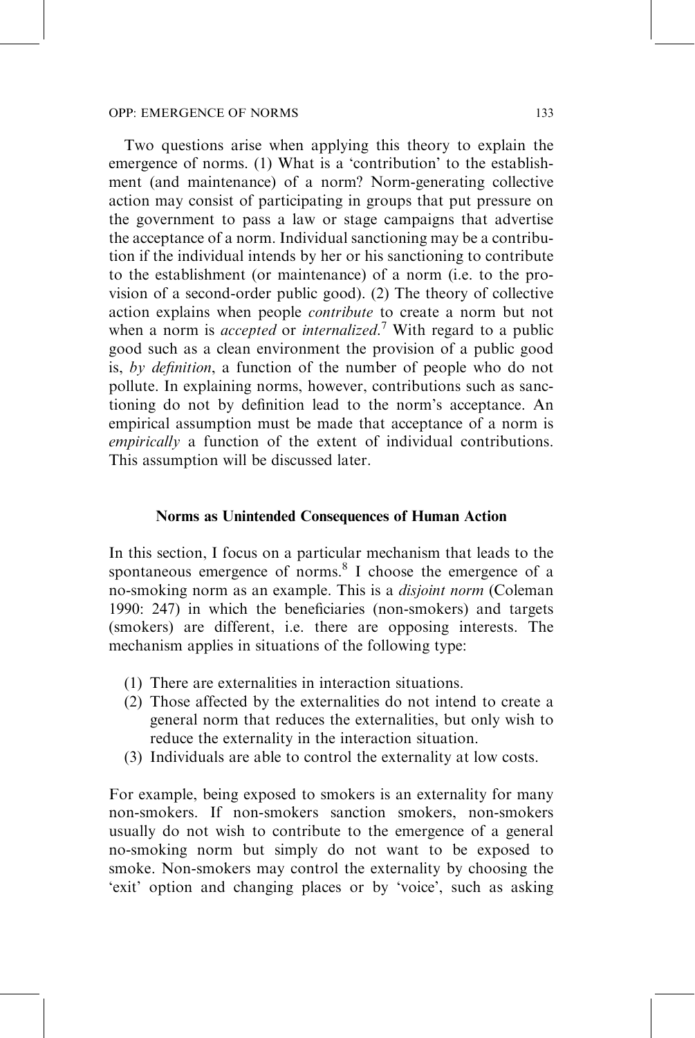Two questions arise when applying this theory to explain the emergence of norms. (1) What is a 'contribution' to the establishment (and maintenance) of a norm? Norm-generating collective action may consist of participating in groups that put pressure on the government to pass a law or stage campaigns that advertise the acceptance of a norm. Individual sanctioning may be a contribution if the individual intends by her or his sanctioning to contribute to the establishment (or maintenance) of a norm (i.e. to the provision of a second-order public good). (2) The theory of collective action explains when people *contribute* to create a norm but not when a norm is *accepted* or *internalized*.[7] With regard to a public good such as a clean environment the provision of a public good is, *by definition*, a function of the number of people who do not pollute. In explaining norms, however, contributions such as sanctioning do not by definition lead to the norm's acceptance. An empirical assumption must be made that acceptance of a norm is *empirically* a function of the extent of individual contributions. This assumption will be discussed later.

## Norms as Unintended Consequences of Human Action

In this section, I focus on a particular mechanism that leads to the spontaneous emergence of norms.[8] I choose the emergence of a no-smoking norm as an example. This is a *disjoint norm* (Coleman 1990: 247) in which the beneficiaries (non-smokers) and targets (smokers) are different, i.e. there are opposing interests. The mechanism applies in situations of the following type:

(1) There are externalities in interaction situations.
(2) Those affected by the externalities do not intend to create a general norm that reduces the externalities, but only wish to reduce the externality in the interaction situation.
(3) Individuals are able to control the externality at low costs.

For example, being exposed to smokers is an externality for many non-smokers. If non-smokers sanction smokers, non-smokers usually do not wish to contribute to the emergence of a general no-smoking norm but simply do not want to be exposed to smoke. Non-smokers may control the externality by choosing the 'exit' option and changing places or by 'voice', such as asking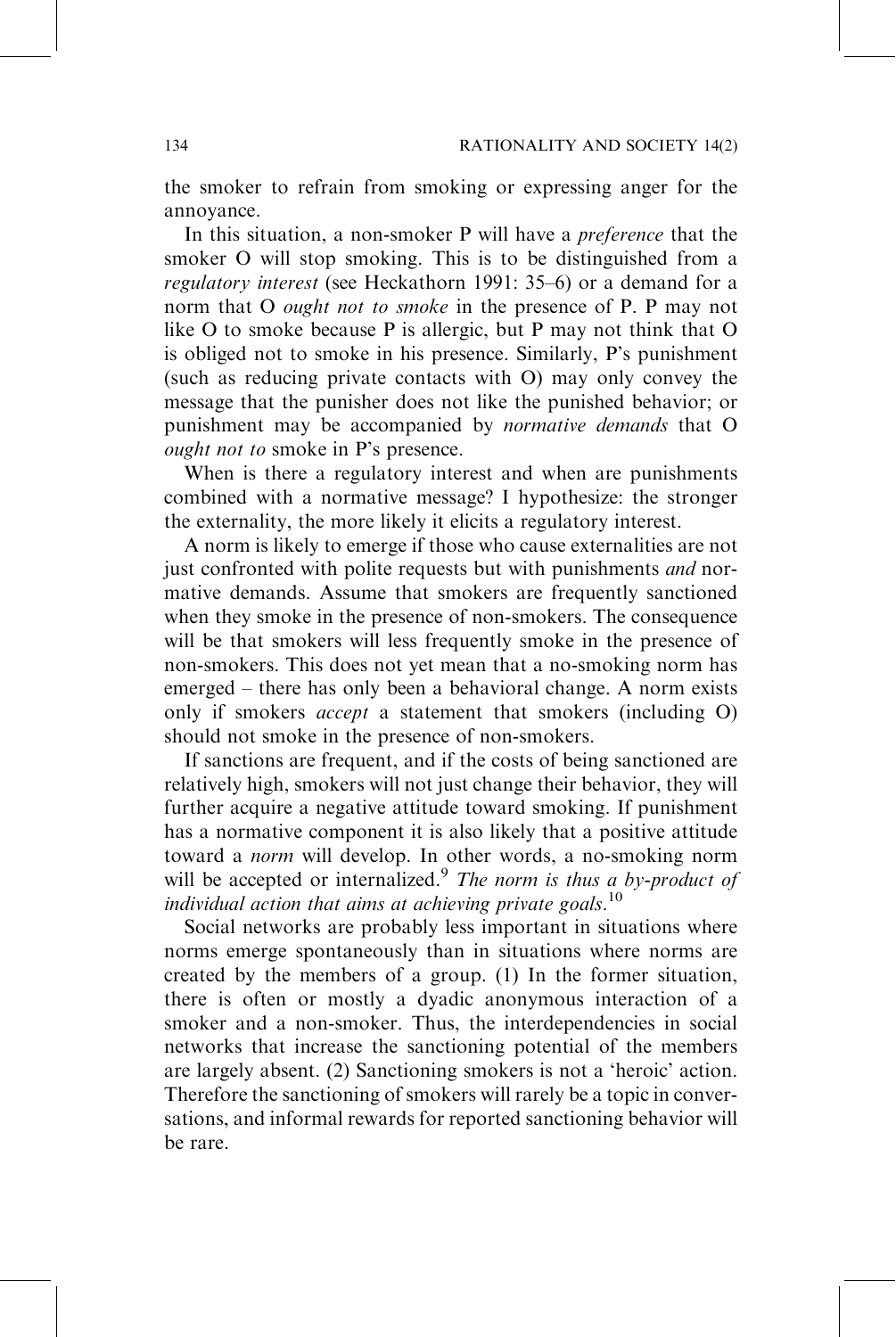the smoker to refrain from smoking or expressing anger for the annoyance.

In this situation, a non-smoker P will have a *preference* that the smoker O will stop smoking. This is to be distinguished from a *regulatory interest* (see Heckathorn 1991: 35–6) or a demand for a norm that O *ought not to smoke* in the presence of P. P may not like O to smoke because P is allergic, but P may not think that O is obliged not to smoke in his presence. Similarly, P's punishment (such as reducing private contacts with O) may only convey the message that the punisher does not like the punished behavior; or punishment may be accompanied by *normative demands* that O *ought not to* smoke in P's presence.

When is there a regulatory interest and when are punishments combined with a normative message? I hypothesize: the stronger the externality, the more likely it elicits a regulatory interest.

A norm is likely to emerge if those who cause externalities are not just confronted with polite requests but with punishments *and* normative demands. Assume that smokers are frequently sanctioned when they smoke in the presence of non-smokers. The consequence will be that smokers will less frequently smoke in the presence of non-smokers. This does not yet mean that a no-smoking norm has emerged – there has only been a behavioral change. A norm exists only if smokers *accept* a statement that smokers (including O) should not smoke in the presence of non-smokers.

If sanctions are frequent, and if the costs of being sanctioned are relatively high, smokers will not just change their behavior, they will further acquire a negative attitude toward smoking. If punishment has a normative component it is also likely that a positive attitude toward a *norm* will develop. In other words, a no-smoking norm will be accepted or internalized.[9] *The norm is thus a by-product of individual action that aims at achieving private goals*.[10]

Social networks are probably less important in situations where norms emerge spontaneously than in situations where norms are created by the members of a group. (1) In the former situation, there is often or mostly a dyadic anonymous interaction of a smoker and a non-smoker. Thus, the interdependencies in social networks that increase the sanctioning potential of the members are largely absent. (2) Sanctioning smokers is not a 'heroic' action. Therefore the sanctioning of smokers will rarely be a topic in conversations, and informal rewards for reported sanctioning behavior will be rare.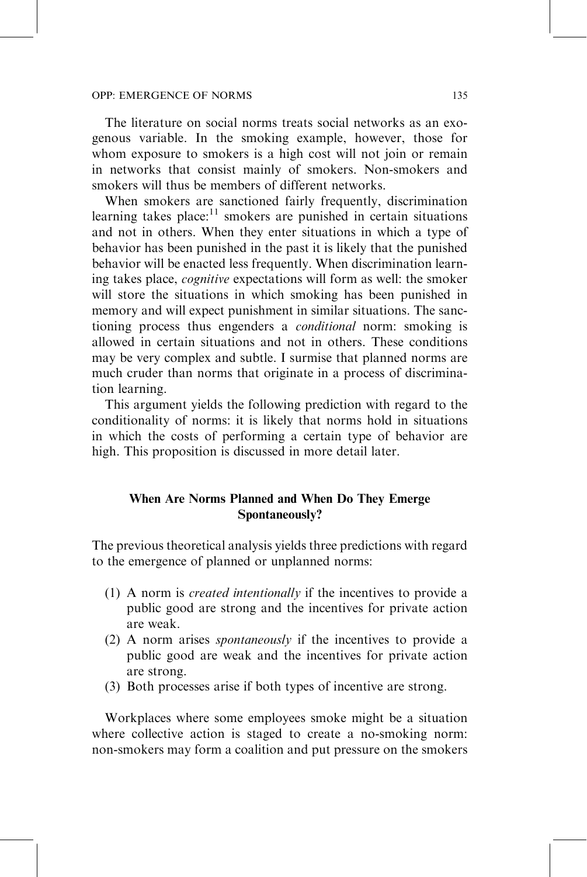The literature on social norms treats social networks as an exogenous variable. In the smoking example, however, those for whom exposure to smokers is a high cost will not join or remain in networks that consist mainly of smokers. Non-smokers and smokers will thus be members of different networks.

When smokers are sanctioned fairly frequently, discrimination learning takes place:[11] smokers are punished in certain situations and not in others. When they enter situations in which a type of behavior has been punished in the past it is likely that the punished behavior will be enacted less frequently. When discrimination learning takes place, *cognitive* expectations will form as well: the smoker will store the situations in which smoking has been punished in memory and will expect punishment in similar situations. The sanctioning process thus engenders a *conditional* norm: smoking is allowed in certain situations and not in others. These conditions may be very complex and subtle. I surmise that planned norms are much cruder than norms that originate in a process of discrimination learning.

This argument yields the following prediction with regard to the conditionality of norms: it is likely that norms hold in situations in which the costs of performing a certain type of behavior are high. This proposition is discussed in more detail later.

## When Are Norms Planned and When Do They Emerge Spontaneously?

The previous theoretical analysis yields three predictions with regard to the emergence of planned or unplanned norms:

(1) A norm is *created intentionally* if the incentives to provide a public good are strong and the incentives for private action are weak.
(2) A norm arises *spontaneously* if the incentives to provide a public good are weak and the incentives for private action are strong.
(3) Both processes arise if both types of incentive are strong.

Workplaces where some employees smoke might be a situation where collective action is staged to create a no-smoking norm: non-smokers may form a coalition and put pressure on the smokers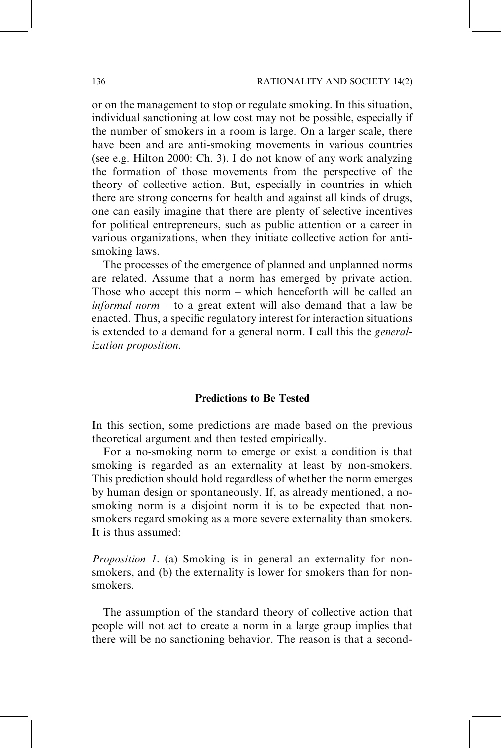or on the management to stop or regulate smoking. In this situation, individual sanctioning at low cost may not be possible, especially if the number of smokers in a room is large. On a larger scale, there have been and are anti-smoking movements in various countries (see e.g. Hilton 2000: Ch. 3). I do not know of any work analyzing the formation of those movements from the perspective of the theory of collective action. But, especially in countries in which there are strong concerns for health and against all kinds of drugs, one can easily imagine that there are plenty of selective incentives for political entrepreneurs, such as public attention or a career in various organizations, when they initiate collective action for anti-smoking laws.

The processes of the emergence of planned and unplanned norms are related. Assume that a norm has emerged by private action. Those who accept this norm – which henceforth will be called an *informal norm* – to a great extent will also demand that a law be enacted. Thus, a specific regulatory interest for interaction situations is extended to a demand for a general norm. I call this the *generalization proposition*.

## Predictions to Be Tested

In this section, some predictions are made based on the previous theoretical argument and then tested empirically.

For a no-smoking norm to emerge or exist a condition is that smoking is regarded as an externality at least by non-smokers. This prediction should hold regardless of whether the norm emerges by human design or spontaneously. If, as already mentioned, a no-smoking norm is a disjoint norm it is to be expected that non-smokers regard smoking as a more severe externality than smokers. It is thus assumed:

*Proposition 1*. (a) Smoking is in general an externality for non-smokers, and (b) the externality is lower for smokers than for non-smokers.

The assumption of the standard theory of collective action that people will not act to create a norm in a large group implies that there will be no sanctioning behavior. The reason is that a second-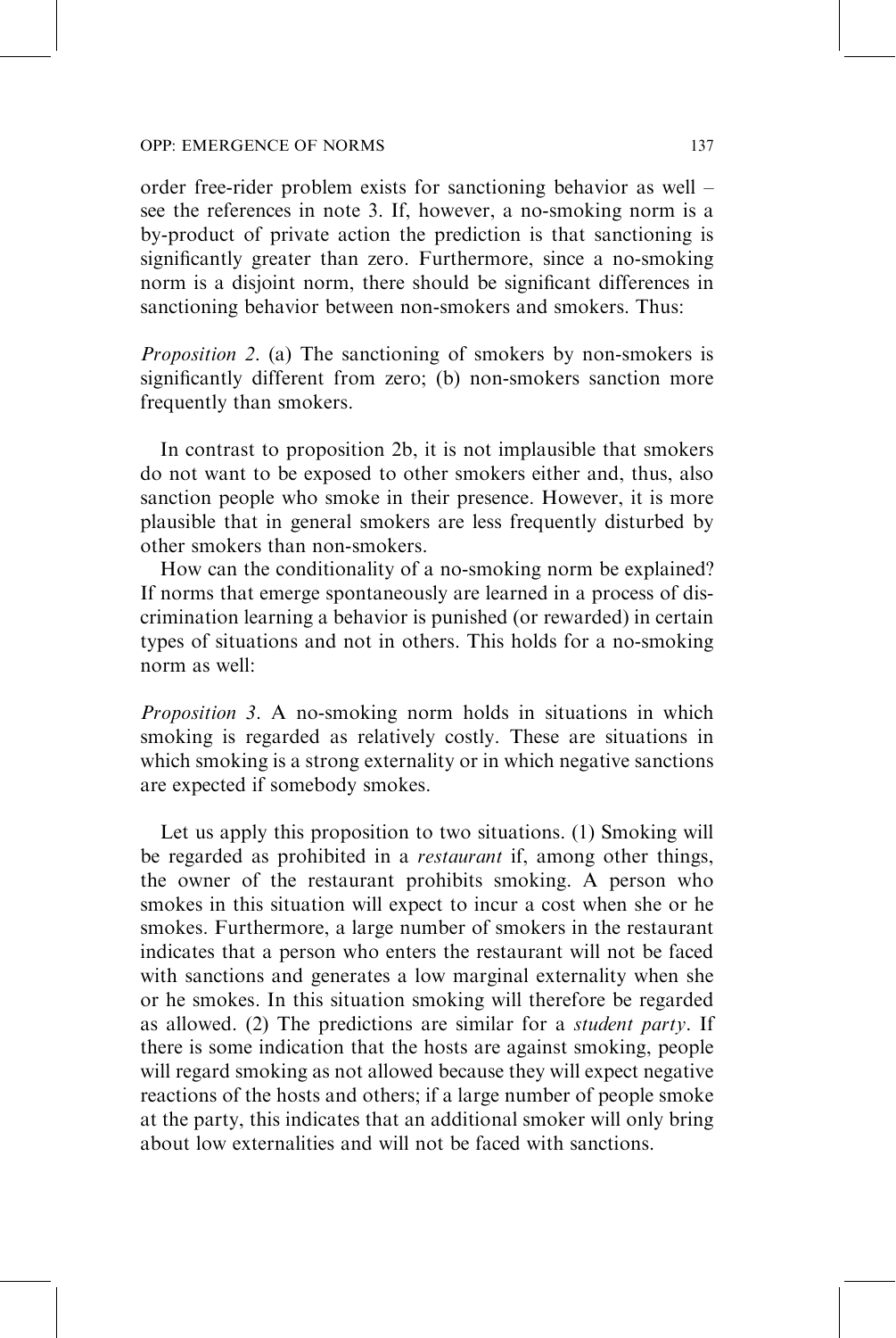order free-rider problem exists for sanctioning behavior as well – see the references in note 3. If, however, a no-smoking norm is a by-product of private action the prediction is that sanctioning is significantly greater than zero. Furthermore, since a no-smoking norm is a disjoint norm, there should be significant differences in sanctioning behavior between non-smokers and smokers. Thus:

*Proposition 2*. (a) The sanctioning of smokers by non-smokers is significantly different from zero; (b) non-smokers sanction more frequently than smokers.

In contrast to proposition 2b, it is not implausible that smokers do not want to be exposed to other smokers either and, thus, also sanction people who smoke in their presence. However, it is more plausible that in general smokers are less frequently disturbed by other smokers than non-smokers.

How can the conditionality of a no-smoking norm be explained? If norms that emerge spontaneously are learned in a process of discrimination learning a behavior is punished (or rewarded) in certain types of situations and not in others. This holds for a no-smoking norm as well:

*Proposition 3*. A no-smoking norm holds in situations in which smoking is regarded as relatively costly. These are situations in which smoking is a strong externality or in which negative sanctions are expected if somebody smokes.

Let us apply this proposition to two situations. (1) Smoking will be regarded as prohibited in a *restaurant* if, among other things, the owner of the restaurant prohibits smoking. A person who smokes in this situation will expect to incur a cost when she or he smokes. Furthermore, a large number of smokers in the restaurant indicates that a person who enters the restaurant will not be faced with sanctions and generates a low marginal externality when she or he smokes. In this situation smoking will therefore be regarded as allowed. (2) The predictions are similar for a *student party*. If there is some indication that the hosts are against smoking, people will regard smoking as not allowed because they will expect negative reactions of the hosts and others; if a large number of people smoke at the party, this indicates that an additional smoker will only bring about low externalities and will not be faced with sanctions.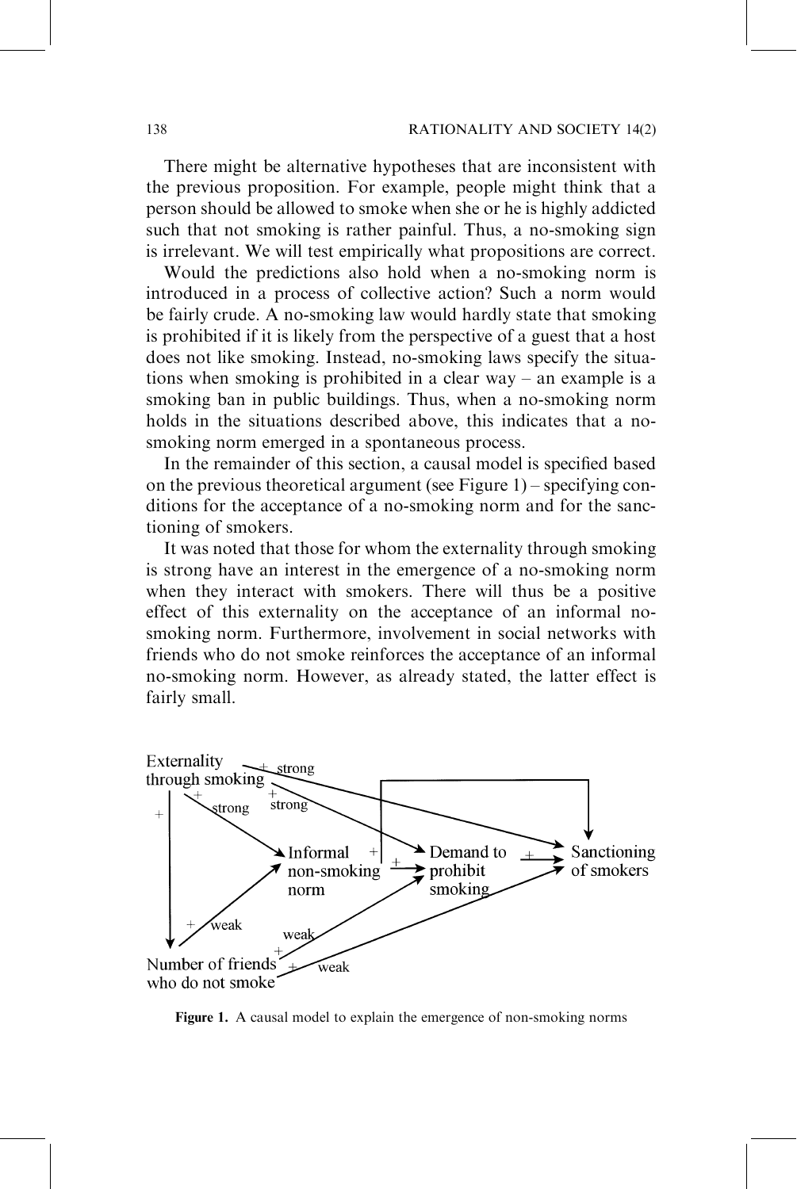There might be alternative hypotheses that are inconsistent with the previous proposition. For example, people might think that a person should be allowed to smoke when she or he is highly addicted such that not smoking is rather painful. Thus, a no-smoking sign is irrelevant. We will test empirically what propositions are correct.

Would the predictions also hold when a no-smoking norm is introduced in a process of collective action? Such a norm would be fairly crude. A no-smoking law would hardly state that smoking is prohibited if it is likely from the perspective of a guest that a host does not like smoking. Instead, no-smoking laws specify the situations when smoking is prohibited in a clear way – an example is a smoking ban in public buildings. Thus, when a no-smoking norm holds in the situations described above, this indicates that a no-smoking norm emerged in a spontaneous process.

In the remainder of this section, a causal model is specified based on the previous theoretical argument (see Figure 1) – specifying conditions for the acceptance of a no-smoking norm and for the sanctioning of smokers.

It was noted that those for whom the externality through smoking is strong have an interest in the emergence of a no-smoking norm when they interact with smokers. There will thus be a positive effect of this externality on the acceptance of an informal no-smoking norm. Furthermore, involvement in social networks with friends who do not smoke reinforces the acceptance of an informal no-smoking norm. However, as already stated, the latter effect is fairly small.

**Figure 1.** A causal model to explain the emergence of non-smoking norms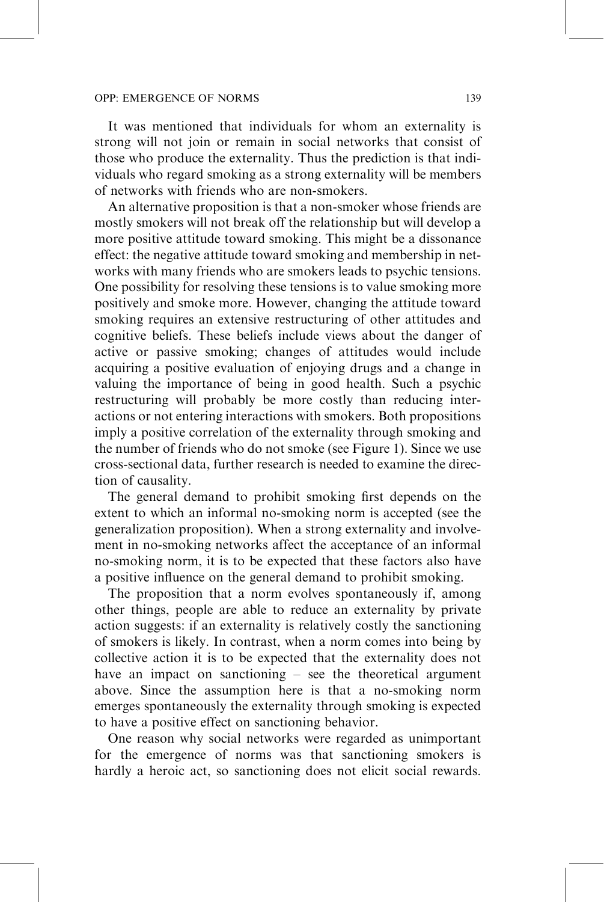It was mentioned that individuals for whom an externality is strong will not join or remain in social networks that consist of those who produce the externality. Thus the prediction is that individuals who regard smoking as a strong externality will be members of networks with friends who are non-smokers.

An alternative proposition is that a non-smoker whose friends are mostly smokers will not break off the relationship but will develop a more positive attitude toward smoking. This might be a dissonance effect: the negative attitude toward smoking and membership in networks with many friends who are smokers leads to psychic tensions. One possibility for resolving these tensions is to value smoking more positively and smoke more. However, changing the attitude toward smoking requires an extensive restructuring of other attitudes and cognitive beliefs. These beliefs include views about the danger of active or passive smoking; changes of attitudes would include acquiring a positive evaluation of enjoying drugs and a change in valuing the importance of being in good health. Such a psychic restructuring will probably be more costly than reducing interactions or not entering interactions with smokers. Both propositions imply a positive correlation of the externality through smoking and the number of friends who do not smoke (see Figure 1). Since we use cross-sectional data, further research is needed to examine the direction of causality.

The general demand to prohibit smoking first depends on the extent to which an informal no-smoking norm is accepted (see the generalization proposition). When a strong externality and involvement in no-smoking networks affect the acceptance of an informal no-smoking norm, it is to be expected that these factors also have a positive influence on the general demand to prohibit smoking.

The proposition that a norm evolves spontaneously if, among other things, people are able to reduce an externality by private action suggests: if an externality is relatively costly the sanctioning of smokers is likely. In contrast, when a norm comes into being by collective action it is to be expected that the externality does not have an impact on sanctioning – see the theoretical argument above. Since the assumption here is that a no-smoking norm emerges spontaneously the externality through smoking is expected to have a positive effect on sanctioning behavior.

One reason why social networks were regarded as unimportant for the emergence of norms was that sanctioning smokers is hardly a heroic act, so sanctioning does not elicit social rewards.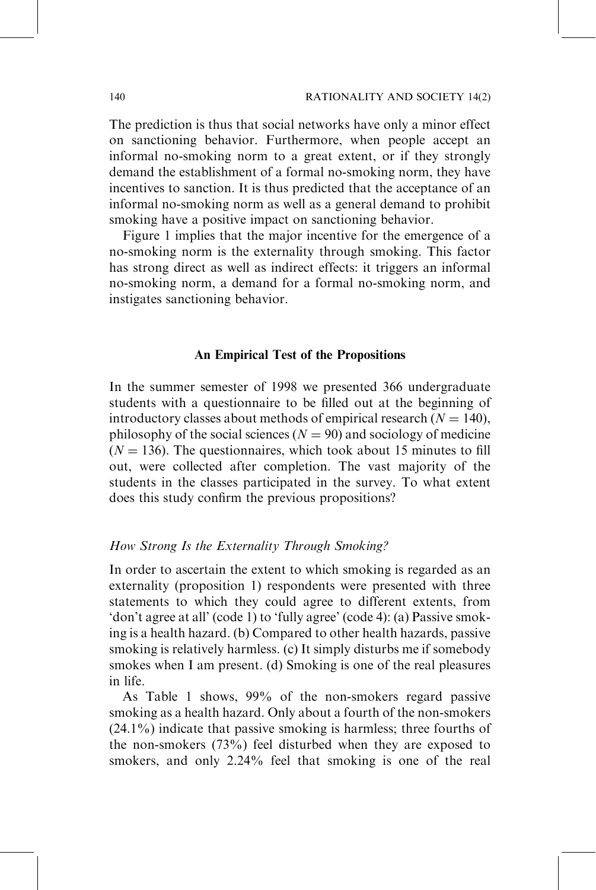The prediction is thus that social networks have only a minor effect on sanctioning behavior. Furthermore, when people accept an informal no-smoking norm to a great extent, or if they strongly demand the establishment of a formal no-smoking norm, they have incentives to sanction. It is thus predicted that the acceptance of an informal no-smoking norm as well as a general demand to prohibit smoking have a positive impact on sanctioning behavior.

Figure 1 implies that the major incentive for the emergence of a no-smoking norm is the externality through smoking. This factor has strong direct as well as indirect effects: it triggers an informal no-smoking norm, a demand for a formal no-smoking norm, and instigates sanctioning behavior.

## An Empirical Test of the Propositions

In the summer semester of 1998 we presented 366 undergraduate students with a questionnaire to be filled out at the beginning of introductory classes about methods of empirical research ($N = 140$), philosophy of the social sciences ($N = 90$) and sociology of medicine ($N = 136$). The questionnaires, which took about 15 minutes to fill out, were collected after completion. The vast majority of the students in the classes participated in the survey. To what extent does this study confirm the previous propositions?

### *How Strong Is the Externality Through Smoking?*

In order to ascertain the extent to which smoking is regarded as an externality (proposition 1) respondents were presented with three statements to which they could agree to different extents, from 'don't agree at all' (code 1) to 'fully agree' (code 4): (a) Passive smoking is a health hazard. (b) Compared to other health hazards, passive smoking is relatively harmless. (c) It simply disturbs me if somebody smokes when I am present. (d) Smoking is one of the real pleasures in life.

As Table 1 shows, 99% of the non-smokers regard passive smoking as a health hazard. Only about a fourth of the non-smokers (24.1%) indicate that passive smoking is harmless; three fourths of the non-smokers (73%) feel disturbed when they are exposed to smokers, and only 2.24% feel that smoking is one of the real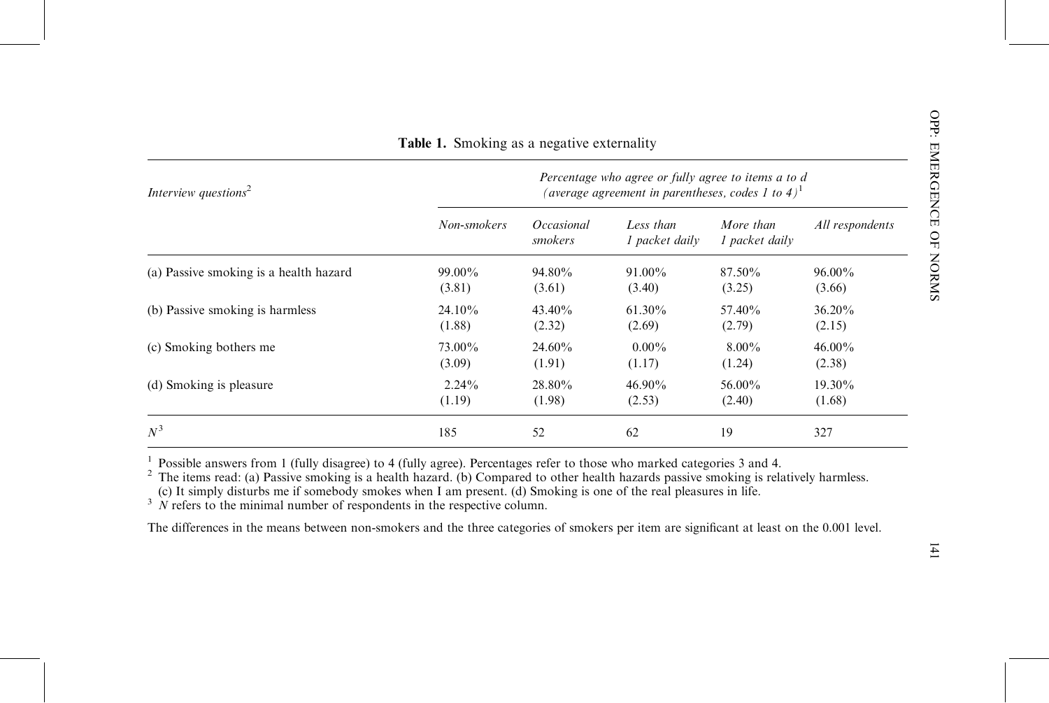**Table 1.** Smoking as a negative externality

| *Interview questions*[2] | *Percentage who agree or fully agree to items a to d (average agreement in parentheses, codes 1 to 4)*[1] | | | | |
|---|---|---|---|---|---|
| | *Non-smokers* | *Occasional smokers* | *Less than 1 packet daily* | *More than 1 packet daily* | *All respondents* |
| (a) Passive smoking is a health hazard | 99.00% (3.81) | 94.80% (3.61) | 91.00% (3.40) | 87.50% (3.25) | 96.00% (3.66) |
| (b) Passive smoking is harmless | 24.10% (1.88) | 43.40% (2.32) | 61.30% (2.69) | 57.40% (2.79) | 36.20% (2.15) |
| (c) Smoking bothers me | 73.00% (3.09) | 24.60% (1.91) | 0.00% (1.17) | 8.00% (1.24) | 46.00% (2.38) |
| (d) Smoking is pleasure | 2.24% (1.19) | 28.80% (1.98) | 46.90% (2.53) | 56.00% (2.40) | 19.30% (1.68) |
| $N$[3] | 185 | 52 | 62 | 19 | 327 |

[1] Possible answers from 1 (fully disagree) to 4 (fully agree). Percentages refer to those who marked categories 3 and 4.
[2] The items read: (a) Passive smoking is a health hazard. (b) Compared to other health hazards passive smoking is relatively harmless. (c) It simply disturbs me if somebody smokes when I am present. (d) Smoking is one of the real pleasures in life.
[3] $N$ refers to the minimal number of respondents in the respective column.

The differences in the means between non-smokers and the three categories of smokers per item are significant at least on the 0.001 level.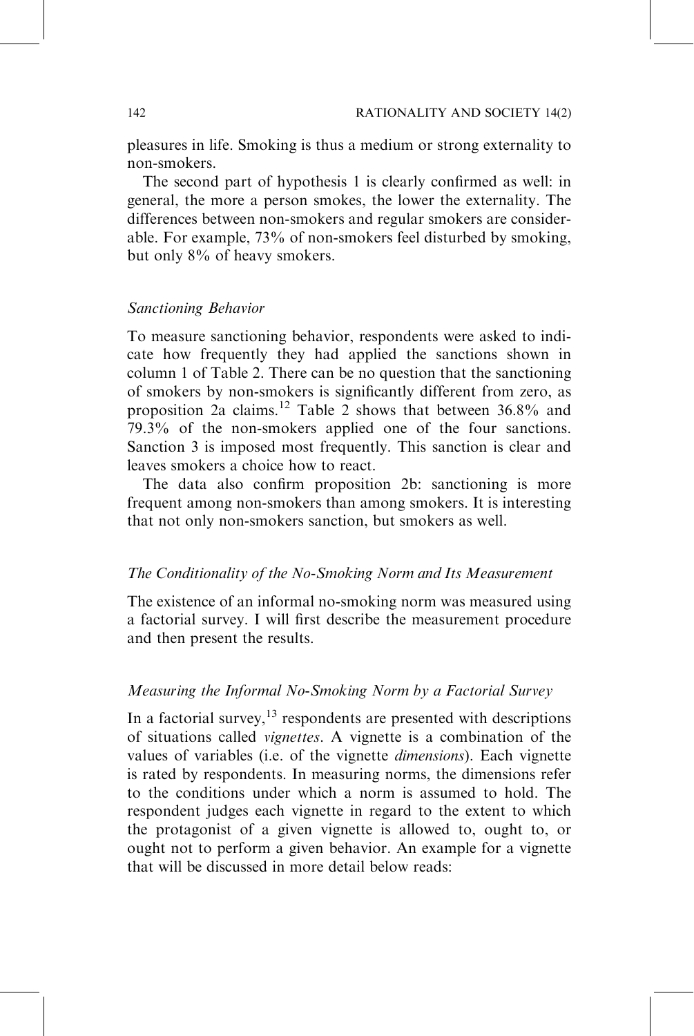pleasures in life. Smoking is thus a medium or strong externality to non-smokers.

The second part of hypothesis 1 is clearly confirmed as well: in general, the more a person smokes, the lower the externality. The differences between non-smokers and regular smokers are considerable. For example, 73% of non-smokers feel disturbed by smoking, but only 8% of heavy smokers.

### *Sanctioning Behavior*

To measure sanctioning behavior, respondents were asked to indicate how frequently they had applied the sanctions shown in column 1 of Table 2. There can be no question that the sanctioning of smokers by non-smokers is significantly different from zero, as proposition 2a claims.[12] Table 2 shows that between 36.8% and 79.3% of the non-smokers applied one of the four sanctions. Sanction 3 is imposed most frequently. This sanction is clear and leaves smokers a choice how to react.

The data also confirm proposition 2b: sanctioning is more frequent among non-smokers than among smokers. It is interesting that not only non-smokers sanction, but smokers as well.

### *The Conditionality of the No-Smoking Norm and Its Measurement*

The existence of an informal no-smoking norm was measured using a factorial survey. I will first describe the measurement procedure and then present the results.

### *Measuring the Informal No-Smoking Norm by a Factorial Survey*

In a factorial survey,[13] respondents are presented with descriptions of situations called *vignettes*. A vignette is a combination of the values of variables (i.e. of the vignette *dimensions*). Each vignette is rated by respondents. In measuring norms, the dimensions refer to the conditions under which a norm is assumed to hold. The respondent judges each vignette in regard to the extent to which the protagonist of a given vignette is allowed to, ought to, or ought not to perform a given behavior. An example for a vignette that will be discussed in more detail below reads: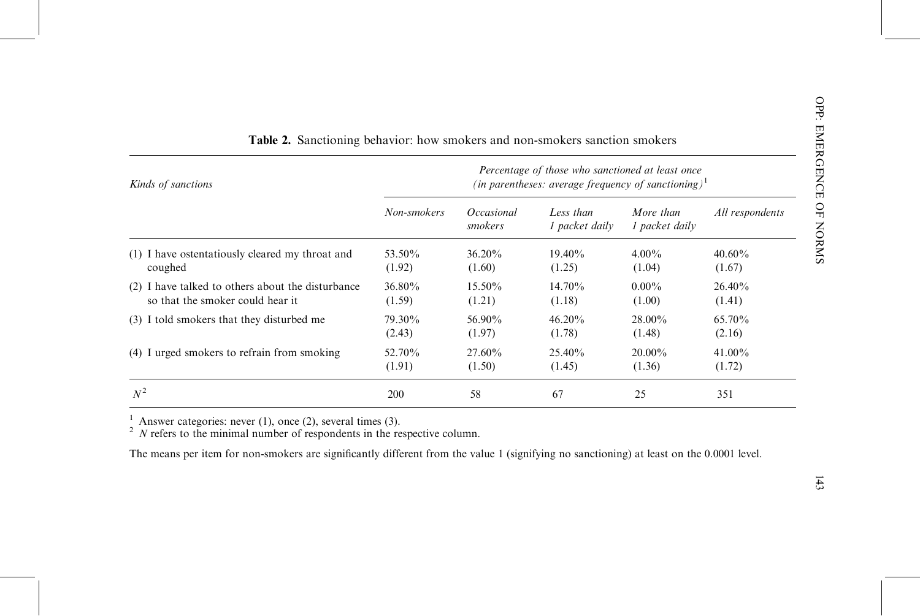**Table 2.** Sanctioning behavior: how smokers and non-smokers sanction smokers

| *Kinds of sanctions* | *Percentage of those who sanctioned at least once (in parentheses: average frequency of sanctioning)*[1] | | | | |
|---|---|---|---|---|---|
| | *Non-smokers* | *Occasional smokers* | *Less than 1 packet daily* | *More than 1 packet daily* | *All respondents* |
| (1) I have ostentatiously cleared my throat and coughed | 53.50% (1.92) | 36.20% (1.60) | 19.40% (1.25) | 4.00% (1.04) | 40.60% (1.67) |
| (2) I have talked to others about the disturbance so that the smoker could hear it | 36.80% (1.59) | 15.50% (1.21) | 14.70% (1.18) | 0.00% (1.00) | 26.40% (1.41) |
| (3) I told smokers that they disturbed me | 79.30% (2.43) | 56.90% (1.97) | 46.20% (1.78) | 28.00% (1.48) | 65.70% (2.16) |
| (4) I urged smokers to refrain from smoking | 52.70% (1.91) | 27.60% (1.50) | 25.40% (1.45) | 20.00% (1.36) | 41.00% (1.72) |
| $N$[2] | 200 | 58 | 67 | 25 | 351 |

[1] Answer categories: never (1), once (2), several times (3).
[2] $N$ refers to the minimal number of respondents in the respective column.

The means per item for non-smokers are significantly different from the value 1 (signifying no sanctioning) at least on the 0.0001 level.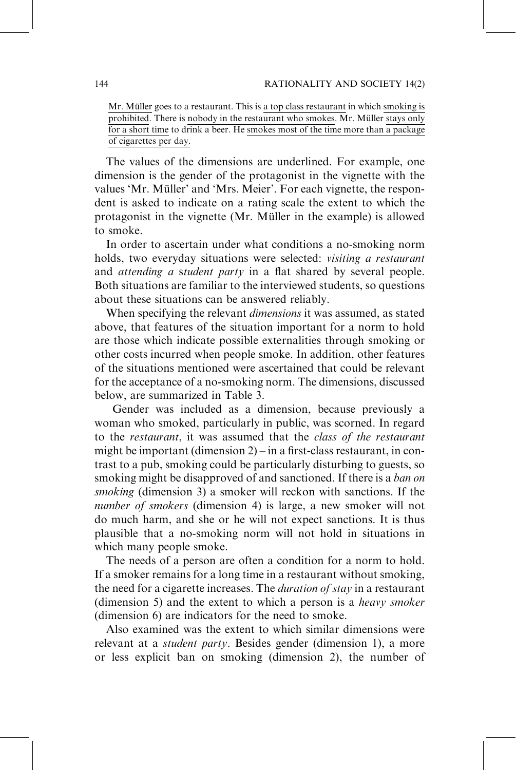Mr. Müller goes to a restaurant. This is a top class restaurant in which smoking is prohibited. There is nobody in the restaurant who smokes. Mr. Müller stays only for a short time to drink a beer. He smokes most of the time more than a package of cigarettes per day.

The values of the dimensions are underlined. For example, one dimension is the gender of the protagonist in the vignette with the values 'Mr. Müller' and 'Mrs. Meier'. For each vignette, the respondent is asked to indicate on a rating scale the extent to which the protagonist in the vignette (Mr. Müller in the example) is allowed to smoke.

In order to ascertain under what conditions a no-smoking norm holds, two everyday situations were selected: *visiting a restaurant* and *attending a student party* in a flat shared by several people. Both situations are familiar to the interviewed students, so questions about these situations can be answered reliably.

When specifying the relevant *dimensions* it was assumed, as stated above, that features of the situation important for a norm to hold are those which indicate possible externalities through smoking or other costs incurred when people smoke. In addition, other features of the situations mentioned were ascertained that could be relevant for the acceptance of a no-smoking norm. The dimensions, discussed below, are summarized in Table 3.

Gender was included as a dimension, because previously a woman who smoked, particularly in public, was scorned. In regard to the *restaurant*, it was assumed that the *class of the restaurant* might be important (dimension 2) – in a first-class restaurant, in contrast to a pub, smoking could be particularly disturbing to guests, so smoking might be disapproved of and sanctioned. If there is a *ban on smoking* (dimension 3) a smoker will reckon with sanctions. If the *number of smokers* (dimension 4) is large, a new smoker will not do much harm, and she or he will not expect sanctions. It is thus plausible that a no-smoking norm will not hold in situations in which many people smoke.

The needs of a person are often a condition for a norm to hold. If a smoker remains for a long time in a restaurant without smoking, the need for a cigarette increases. The *duration of stay* in a restaurant (dimension 5) and the extent to which a person is a *heavy smoker* (dimension 6) are indicators for the need to smoke.

Also examined was the extent to which similar dimensions were relevant at a *student party*. Besides gender (dimension 1), a more or less explicit ban on smoking (dimension 2), the number of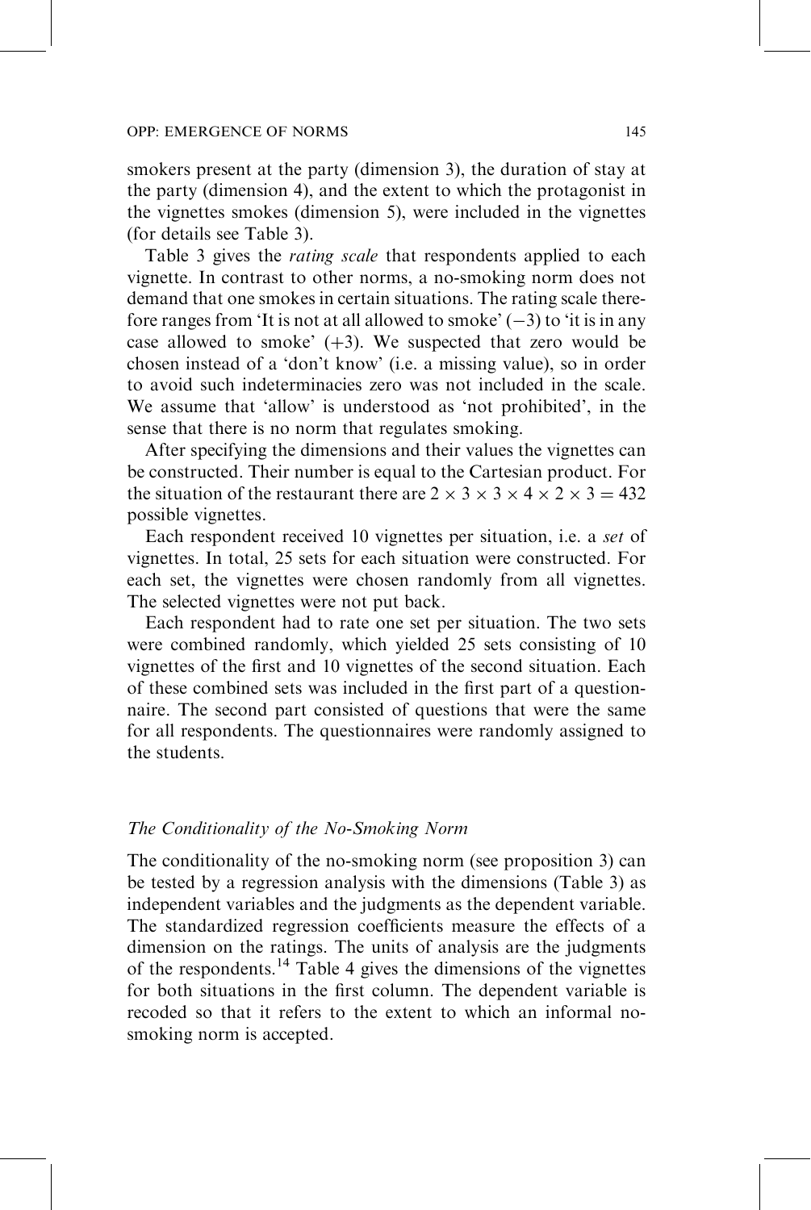smokers present at the party (dimension 3), the duration of stay at the party (dimension 4), and the extent to which the protagonist in the vignettes smokes (dimension 5), were included in the vignettes (for details see Table 3).

Table 3 gives the *rating scale* that respondents applied to each vignette. In contrast to other norms, a no-smoking norm does not demand that one smokes in certain situations. The rating scale therefore ranges from 'It is not at all allowed to smoke' ($-3$) to 'it is in any case allowed to smoke' ($+3$). We suspected that zero would be chosen instead of a 'don't know' (i.e. a missing value), so in order to avoid such indeterminacies zero was not included in the scale. We assume that 'allow' is understood as 'not prohibited', in the sense that there is no norm that regulates smoking.

After specifying the dimensions and their values the vignettes can be constructed. Their number is equal to the Cartesian product. For the situation of the restaurant there are $2 \times 3 \times 3 \times 4 \times 2 \times 3 = 432$ possible vignettes.

Each respondent received 10 vignettes per situation, i.e. a *set* of vignettes. In total, 25 sets for each situation were constructed. For each set, the vignettes were chosen randomly from all vignettes. The selected vignettes were not put back.

Each respondent had to rate one set per situation. The two sets were combined randomly, which yielded 25 sets consisting of 10 vignettes of the first and 10 vignettes of the second situation. Each of these combined sets was included in the first part of a questionnaire. The second part consisted of questions that were the same for all respondents. The questionnaires were randomly assigned to the students.

### *The Conditionality of the No-Smoking Norm*

The conditionality of the no-smoking norm (see proposition 3) can be tested by a regression analysis with the dimensions (Table 3) as independent variables and the judgments as the dependent variable. The standardized regression coefficients measure the effects of a dimension on the ratings. The units of analysis are the judgments of the respondents.[14] Table 4 gives the dimensions of the vignettes for both situations in the first column. The dependent variable is recoded so that it refers to the extent to which an informal no-smoking norm is accepted.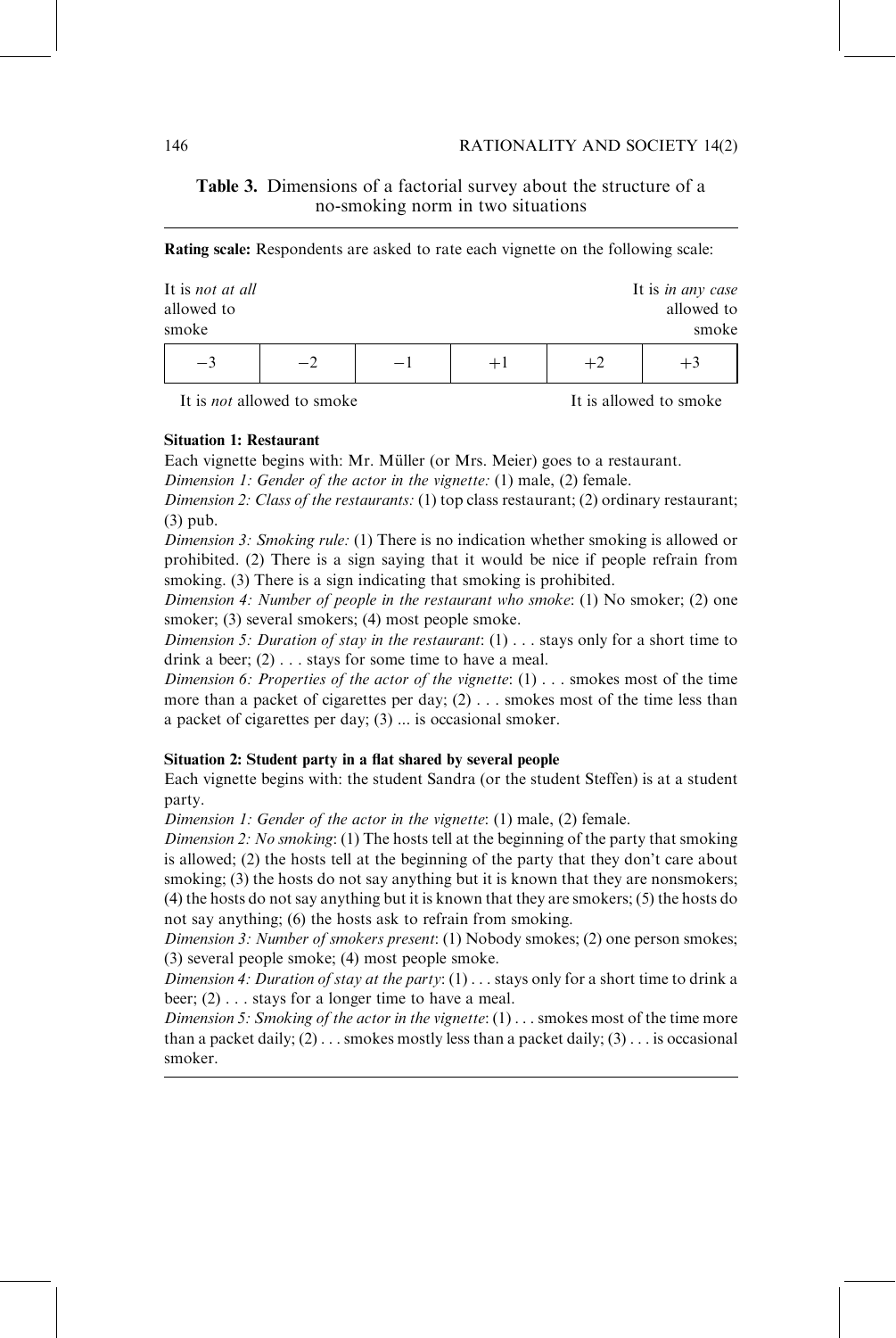**Table 3.** Dimensions of a factorial survey about the structure of a no-smoking norm in two situations

**Rating scale:** Respondents are asked to rate each vignette on the following scale:

| It is *not at all* allowed to smoke | | | | | It is *in any case* allowed to smoke |
|---|---|---|---|---|---|
| −3 | −2 | −1 | +1 | +2 | +3 |
| It is *not* allowed to smoke | | | | | It is allowed to smoke |

**Situation 1: Restaurant**

Each vignette begins with: Mr. Müller (or Mrs. Meier) goes to a restaurant.

*Dimension 1: Gender of the actor in the vignette:* (1) male, (2) female.

*Dimension 2: Class of the restaurants:* (1) top class restaurant; (2) ordinary restaurant; (3) pub.

*Dimension 3: Smoking rule:* (1) There is no indication whether smoking is allowed or prohibited. (2) There is a sign saying that it would be nice if people refrain from smoking. (3) There is a sign indicating that smoking is prohibited.

*Dimension 4: Number of people in the restaurant who smoke*: (1) No smoker; (2) one smoker; (3) several smokers; (4) most people smoke.

*Dimension 5: Duration of stay in the restaurant*: (1) . . . stays only for a short time to drink a beer; (2) . . . stays for some time to have a meal.

*Dimension 6: Properties of the actor of the vignette*: (1) . . . smokes most of the time more than a packet of cigarettes per day; (2) . . . smokes most of the time less than a packet of cigarettes per day; (3) ... is occasional smoker.

**Situation 2: Student party in a flat shared by several people**

Each vignette begins with: the student Sandra (or the student Steffen) is at a student party.

*Dimension 1: Gender of the actor in the vignette*: (1) male, (2) female.

*Dimension 2: No smoking*: (1) The hosts tell at the beginning of the party that smoking is allowed; (2) the hosts tell at the beginning of the party that they don't care about smoking; (3) the hosts do not say anything but it is known that they are nonsmokers; (4) the hosts do not say anything but it is known that they are smokers; (5) the hosts do not say anything; (6) the hosts ask to refrain from smoking.

*Dimension 3: Number of smokers present*: (1) Nobody smokes; (2) one person smokes; (3) several people smoke; (4) most people smoke.

*Dimension 4: Duration of stay at the party*: (1) . . . stays only for a short time to drink a beer; (2) . . . stays for a longer time to have a meal.

*Dimension 5: Smoking of the actor in the vignette*: (1) . . . smokes most of the time more than a packet daily; (2) . . . smokes mostly less than a packet daily; (3) . . . is occasional smoker.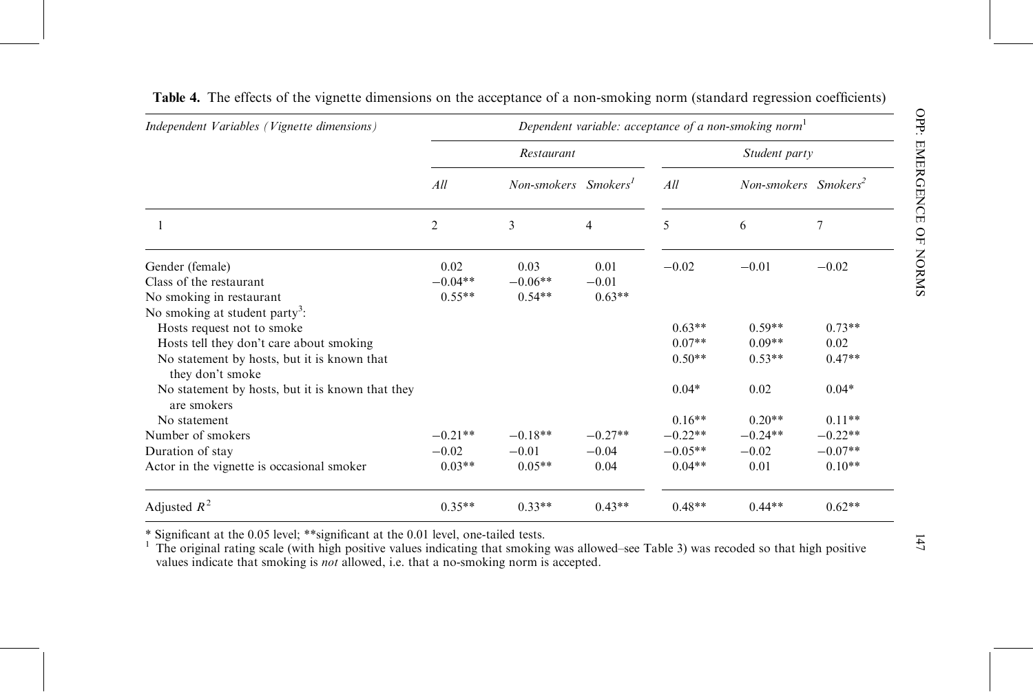**Table 4.** The effects of the vignette dimensions on the acceptance of a non-smoking norm (standard regression coefficients)

| *Independent Variables (Vignette dimensions)* | *Dependent variable: acceptance of a non-smoking norm*[1] | | | | | |
|---|---|---|---|---|---|---|
| | *Restaurant* | | | *Student party* | | |
| | *All* | *Non-smokers* | *Smokers*[1] | *All* | *Non-smokers* | *Smokers*[2] |
| 1 | 2 | 3 | 4 | 5 | 6 | 7 |
| Gender (female) | 0.02 | 0.03 | 0.01 | −0.02 | −0.01 | −0.02 |
| Class of the restaurant | −0.04** | −0.06** | −0.01 | | | |
| No smoking in restaurant | 0.55** | 0.54** | 0.63** | | | |
| No smoking at student party[3]: | | | | | | |
| Hosts request not to smoke | | | | 0.63** | 0.59** | 0.73** |
| Hosts tell they don't care about smoking | | | | 0.07** | 0.09** | 0.02 |
| No statement by hosts, but it is known that they don't smoke | | | | 0.50** | 0.53** | 0.47** |
| No statement by hosts, but it is known that they are smokers | | | | 0.04* | 0.02 | 0.04* |
| No statement | | | | 0.16** | 0.20** | 0.11** |
| Number of smokers | −0.21** | −0.18** | −0.27** | −0.22** | −0.24** | −0.22** |
| Duration of stay | −0.02 | −0.01 | −0.04 | −0.05** | −0.02 | −0.07** |
| Actor in the vignette is occasional smoker | 0.03** | 0.05** | 0.04 | 0.04** | 0.01 | 0.10** |
| Adjusted $R^2$ | 0.35** | 0.33** | 0.43** | 0.48** | 0.44** | 0.62** |

\* Significant at the 0.05 level; **significant at the 0.01 level, one-tailed tests.

[1] The original rating scale (with high positive values indicating that smoking was allowed–see Table 3) was recoded so that high positive values indicate that smoking is *not* allowed, i.e. that a no-smoking norm is accepted.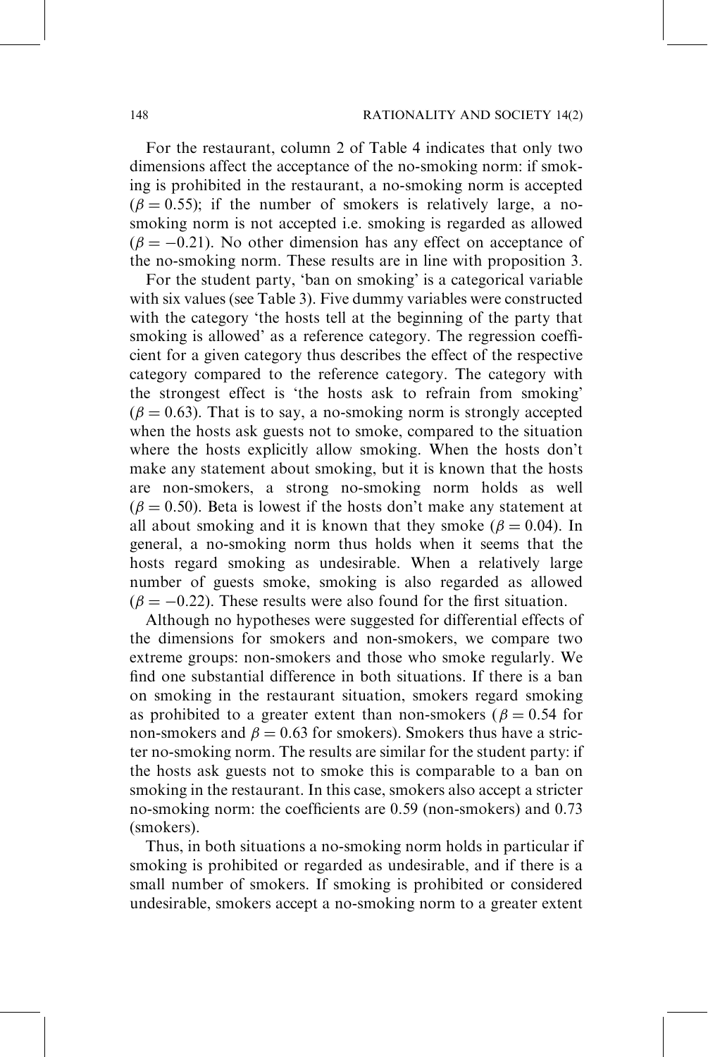For the restaurant, column 2 of Table 4 indicates that only two dimensions affect the acceptance of the no-smoking norm: if smoking is prohibited in the restaurant, a no-smoking norm is accepted ($\beta = 0.55$); if the number of smokers is relatively large, a no-smoking norm is not accepted i.e. smoking is regarded as allowed ($\beta = -0.21$). No other dimension has any effect on acceptance of the no-smoking norm. These results are in line with proposition 3.

For the student party, 'ban on smoking' is a categorical variable with six values (see Table 3). Five dummy variables were constructed with the category 'the hosts tell at the beginning of the party that smoking is allowed' as a reference category. The regression coefficient for a given category thus describes the effect of the respective category compared to the reference category. The category with the strongest effect is 'the hosts ask to refrain from smoking' ($\beta = 0.63$). That is to say, a no-smoking norm is strongly accepted when the hosts ask guests not to smoke, compared to the situation where the hosts explicitly allow smoking. When the hosts don't make any statement about smoking, but it is known that the hosts are non-smokers, a strong no-smoking norm holds as well ($\beta = 0.50$). Beta is lowest if the hosts don't make any statement at all about smoking and it is known that they smoke ($\beta = 0.04$). In general, a no-smoking norm thus holds when it seems that the hosts regard smoking as undesirable. When a relatively large number of guests smoke, smoking is also regarded as allowed ($\beta = -0.22$). These results were also found for the first situation.

Although no hypotheses were suggested for differential effects of the dimensions for smokers and non-smokers, we compare two extreme groups: non-smokers and those who smoke regularly. We find one substantial difference in both situations. If there is a ban on smoking in the restaurant situation, smokers regard smoking as prohibited to a greater extent than non-smokers ($\beta = 0.54$ for non-smokers and $\beta = 0.63$ for smokers). Smokers thus have a stricter no-smoking norm. The results are similar for the student party: if the hosts ask guests not to smoke this is comparable to a ban on smoking in the restaurant. In this case, smokers also accept a stricter no-smoking norm: the coefficients are 0.59 (non-smokers) and 0.73 (smokers).

Thus, in both situations a no-smoking norm holds in particular if smoking is prohibited or regarded as undesirable, and if there is a small number of smokers. If smoking is prohibited or considered undesirable, smokers accept a no-smoking norm to a greater extent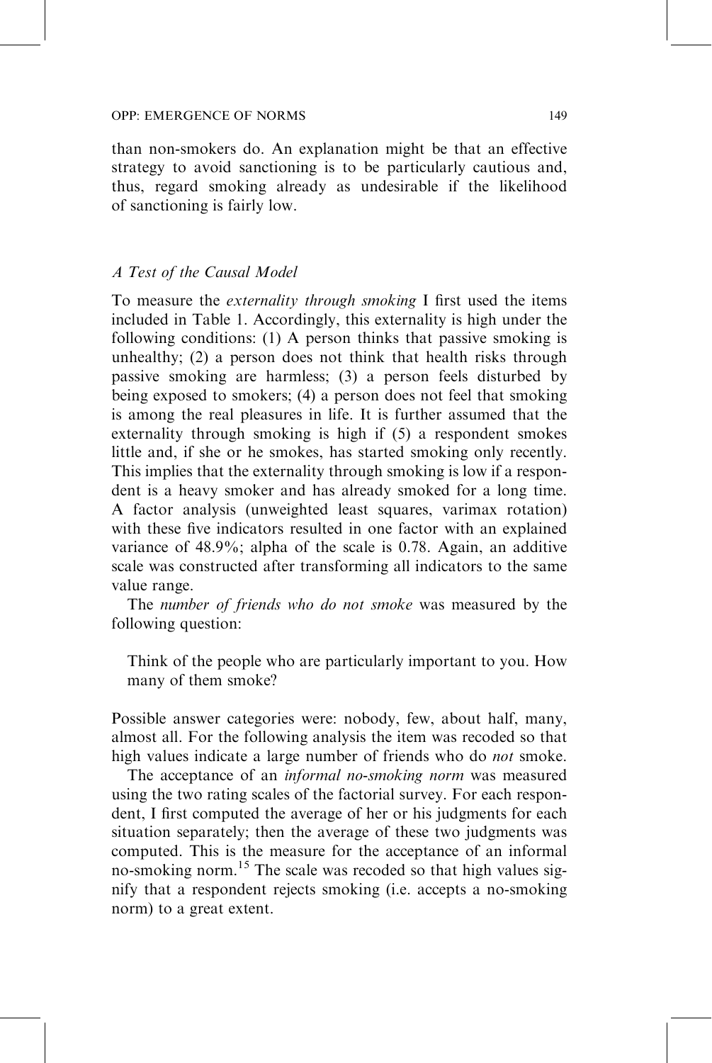than non-smokers do. An explanation might be that an effective strategy to avoid sanctioning is to be particularly cautious and, thus, regard smoking already as undesirable if the likelihood of sanctioning is fairly low.

### *A Test of the Causal Model*

To measure the *externality through smoking* I first used the items included in Table 1. Accordingly, this externality is high under the following conditions: (1) A person thinks that passive smoking is unhealthy; (2) a person does not think that health risks through passive smoking are harmless; (3) a person feels disturbed by being exposed to smokers; (4) a person does not feel that smoking is among the real pleasures in life. It is further assumed that the externality through smoking is high if (5) a respondent smokes little and, if she or he smokes, has started smoking only recently. This implies that the externality through smoking is low if a respondent is a heavy smoker and has already smoked for a long time. A factor analysis (unweighted least squares, varimax rotation) with these five indicators resulted in one factor with an explained variance of 48.9%; alpha of the scale is 0.78. Again, an additive scale was constructed after transforming all indicators to the same value range.

The *number of friends who do not smoke* was measured by the following question:

> Think of the people who are particularly important to you. How many of them smoke?

Possible answer categories were: nobody, few, about half, many, almost all. For the following analysis the item was recoded so that high values indicate a large number of friends who do *not* smoke.

The acceptance of an *informal no-smoking norm* was measured using the two rating scales of the factorial survey. For each respondent, I first computed the average of her or his judgments for each situation separately; then the average of these two judgments was computed. This is the measure for the acceptance of an informal no-smoking norm.[15] The scale was recoded so that high values signify that a respondent rejects smoking (i.e. accepts a no-smoking norm) to a great extent.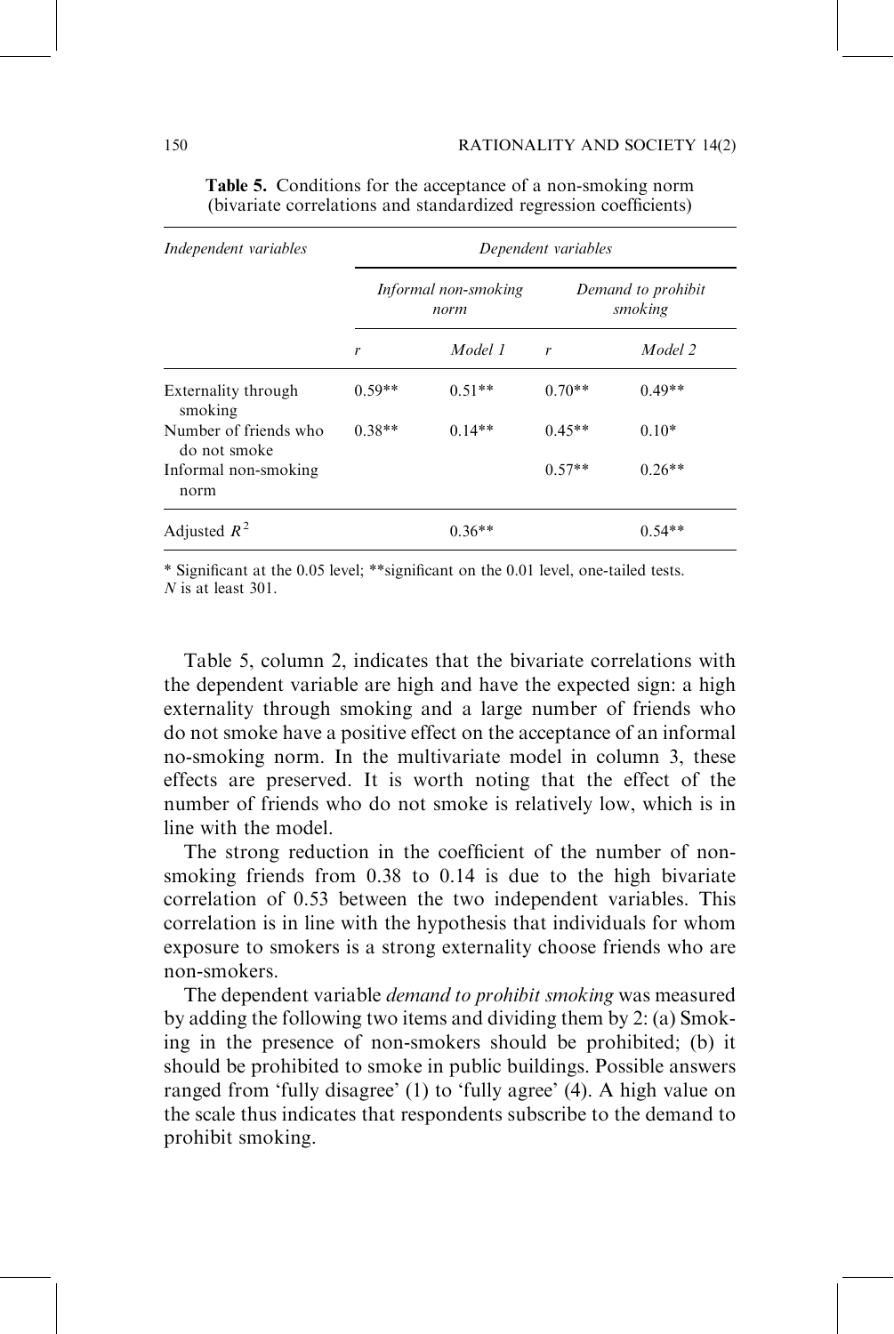**Table 5.** Conditions for the acceptance of a non-smoking norm (bivariate correlations and standardized regression coefficients)

| *Independent variables* | *Dependent variables* | | | |
|---|---|---|---|---|
| | *Informal non-smoking norm* | | *Demand to prohibit smoking* | |
| | *r* | *Model 1* | *r* | *Model 2* |
| Externality through smoking | 0.59** | 0.51** | 0.70** | 0.49** |
| Number of friends who do not smoke | 0.38** | 0.14** | 0.45** | 0.10* |
| Informal non-smoking norm | | | 0.57** | 0.26** |
| Adjusted $R^2$ | | 0.36** | | 0.54** |

* Significant at the 0.05 level; **significant on the 0.01 level, one-tailed tests.
*N* is at least 301.

Table 5, column 2, indicates that the bivariate correlations with the dependent variable are high and have the expected sign: a high externality through smoking and a large number of friends who do not smoke have a positive effect on the acceptance of an informal no-smoking norm. In the multivariate model in column 3, these effects are preserved. It is worth noting that the effect of the number of friends who do not smoke is relatively low, which is in line with the model.

The strong reduction in the coefficient of the number of non-smoking friends from 0.38 to 0.14 is due to the high bivariate correlation of 0.53 between the two independent variables. This correlation is in line with the hypothesis that individuals for whom exposure to smokers is a strong externality choose friends who are non-smokers.

The dependent variable *demand to prohibit smoking* was measured by adding the following two items and dividing them by 2: (a) Smoking in the presence of non-smokers should be prohibited; (b) it should be prohibited to smoke in public buildings. Possible answers ranged from 'fully disagree' (1) to 'fully agree' (4). A high value on the scale thus indicates that respondents subscribe to the demand to prohibit smoking.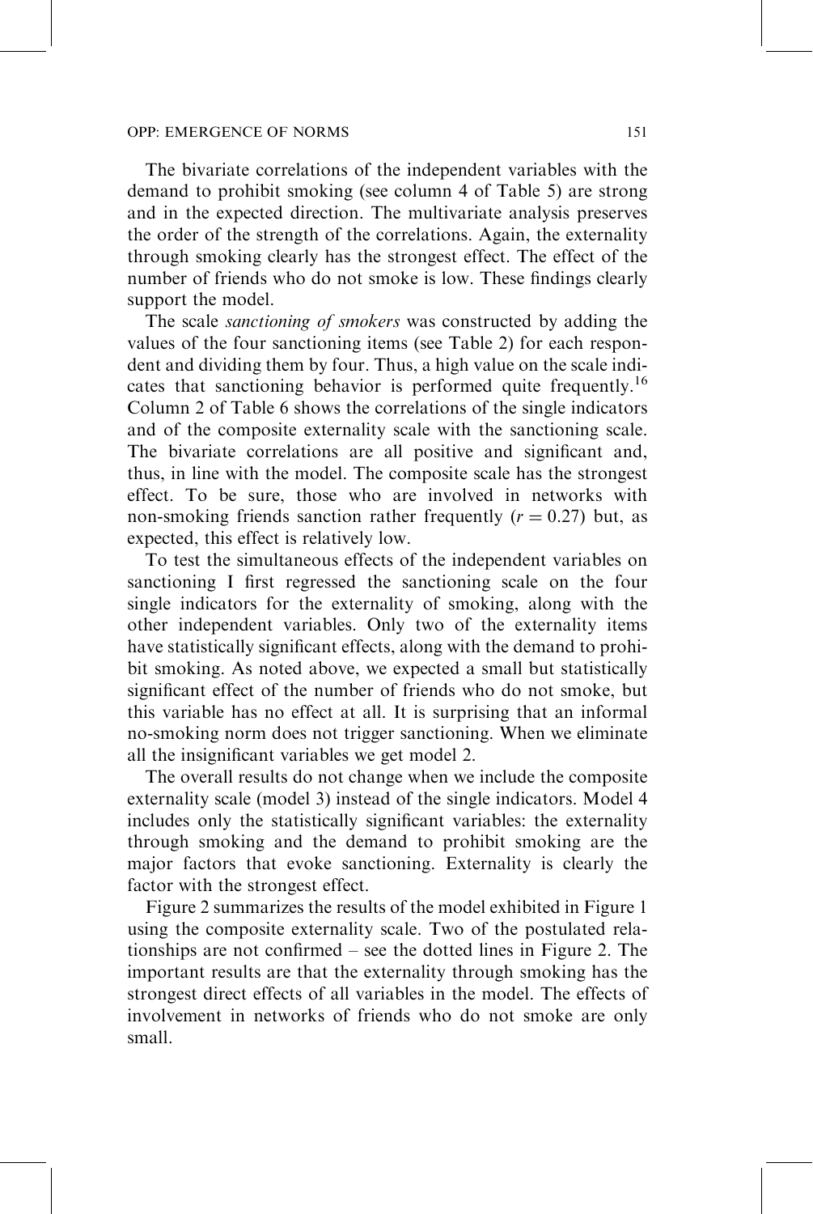The bivariate correlations of the independent variables with the demand to prohibit smoking (see column 4 of Table 5) are strong and in the expected direction. The multivariate analysis preserves the order of the strength of the correlations. Again, the externality through smoking clearly has the strongest effect. The effect of the number of friends who do not smoke is low. These findings clearly support the model.

The scale *sanctioning of smokers* was constructed by adding the values of the four sanctioning items (see Table 2) for each respondent and dividing them by four. Thus, a high value on the scale indicates that sanctioning behavior is performed quite frequently.[16] Column 2 of Table 6 shows the correlations of the single indicators and of the composite externality scale with the sanctioning scale. The bivariate correlations are all positive and significant and, thus, in line with the model. The composite scale has the strongest effect. To be sure, those who are involved in networks with non-smoking friends sanction rather frequently ($r = 0.27$) but, as expected, this effect is relatively low.

To test the simultaneous effects of the independent variables on sanctioning I first regressed the sanctioning scale on the four single indicators for the externality of smoking, along with the other independent variables. Only two of the externality items have statistically significant effects, along with the demand to prohibit smoking. As noted above, we expected a small but statistically significant effect of the number of friends who do not smoke, but this variable has no effect at all. It is surprising that an informal no-smoking norm does not trigger sanctioning. When we eliminate all the insignificant variables we get model 2.

The overall results do not change when we include the composite externality scale (model 3) instead of the single indicators. Model 4 includes only the statistically significant variables: the externality through smoking and the demand to prohibit smoking are the major factors that evoke sanctioning. Externality is clearly the factor with the strongest effect.

Figure 2 summarizes the results of the model exhibited in Figure 1 using the composite externality scale. Two of the postulated relationships are not confirmed – see the dotted lines in Figure 2. The important results are that the externality through smoking has the strongest direct effects of all variables in the model. The effects of involvement in networks of friends who do not smoke are only small.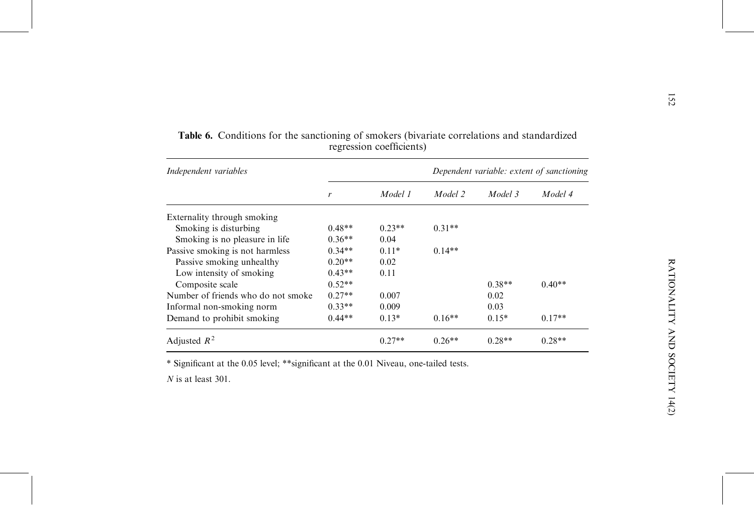**Table 6.** Conditions for the sanctioning of smokers (bivariate correlations and standardized regression coefficients)

| *Independent variables* | *Dependent variable: extent of sanctioning* | | | | |
|---|---|---|---|---|---|
| | *r* | *Model 1* | *Model 2* | *Model 3* | *Model 4* |
| Externality through smoking | | | | | |
| Smoking is disturbing | 0.48** | 0.23** | 0.31** | | |
| Smoking is no pleasure in life | 0.36** | 0.04 | | | |
| Passive smoking is not harmless | 0.34** | 0.11* | 0.14** | | |
| Passive smoking unhealthy | 0.20** | 0.02 | | | |
| Low intensity of smoking | 0.43** | 0.11 | | | |
| Composite scale | 0.52** | | | 0.38** | 0.40** |
| Number of friends who do not smoke | 0.27** | 0.007 | | 0.02 | |
| Informal non-smoking norm | 0.33** | 0.009 | | 0.03 | |
| Demand to prohibit smoking | 0.44** | 0.13* | 0.16** | 0.15* | 0.17** |
| Adjusted $R^2$ | | 0.27** | 0.26** | 0.28** | 0.28** |

* Significant at the 0.05 level; **significant at the 0.01 Niveau, one-tailed tests.

*N* is at least 301.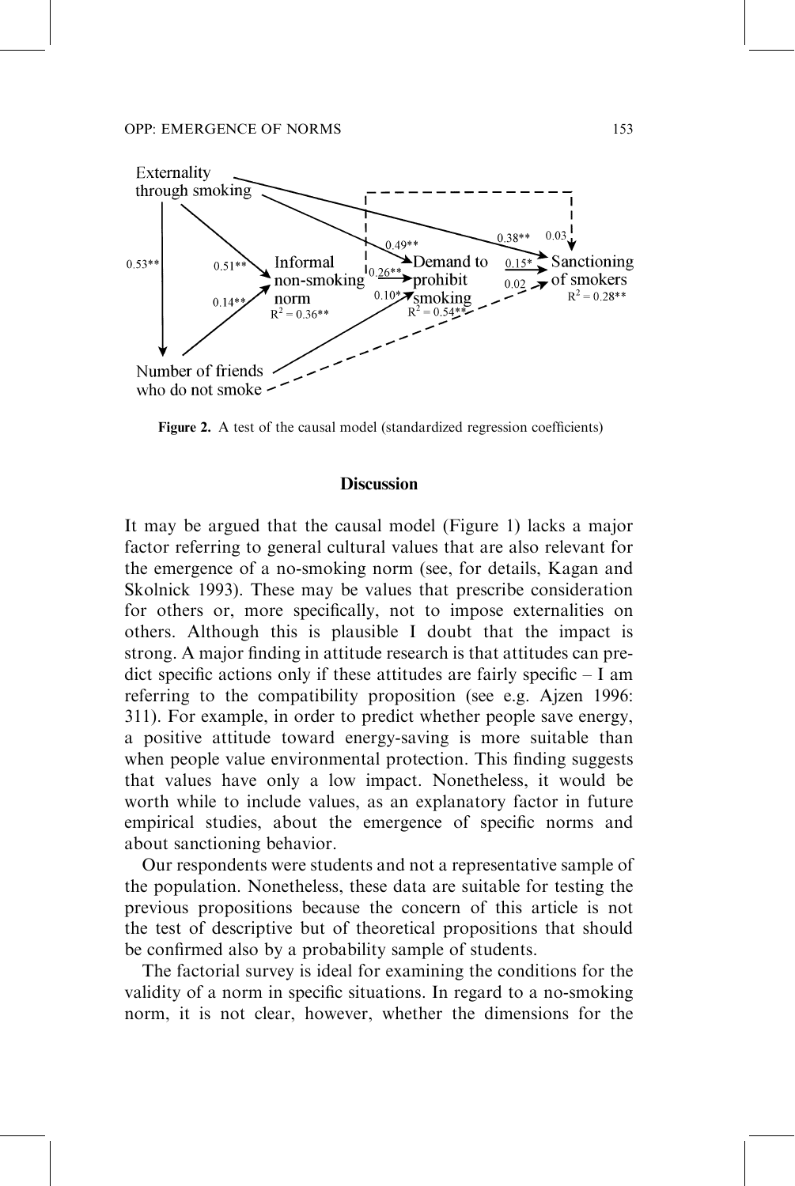**Figure 2.** A test of the causal model (standardized regression coefficients)

## Discussion

It may be argued that the causal model (Figure 1) lacks a major factor referring to general cultural values that are also relevant for the emergence of a no-smoking norm (see, for details, Kagan and Skolnick 1993). These may be values that prescribe consideration for others or, more specifically, not to impose externalities on others. Although this is plausible I doubt that the impact is strong. A major finding in attitude research is that attitudes can predict specific actions only if these attitudes are fairly specific – I am referring to the compatibility proposition (see e.g. Ajzen 1996: 311). For example, in order to predict whether people save energy, a positive attitude toward energy-saving is more suitable than when people value environmental protection. This finding suggests that values have only a low impact. Nonetheless, it would be worth while to include values, as an explanatory factor in future empirical studies, about the emergence of specific norms and about sanctioning behavior.

Our respondents were students and not a representative sample of the population. Nonetheless, these data are suitable for testing the previous propositions because the concern of this article is not the test of descriptive but of theoretical propositions that should be confirmed also by a probability sample of students.

The factorial survey is ideal for examining the conditions for the validity of a norm in specific situations. In regard to a no-smoking norm, it is not clear, however, whether the dimensions for the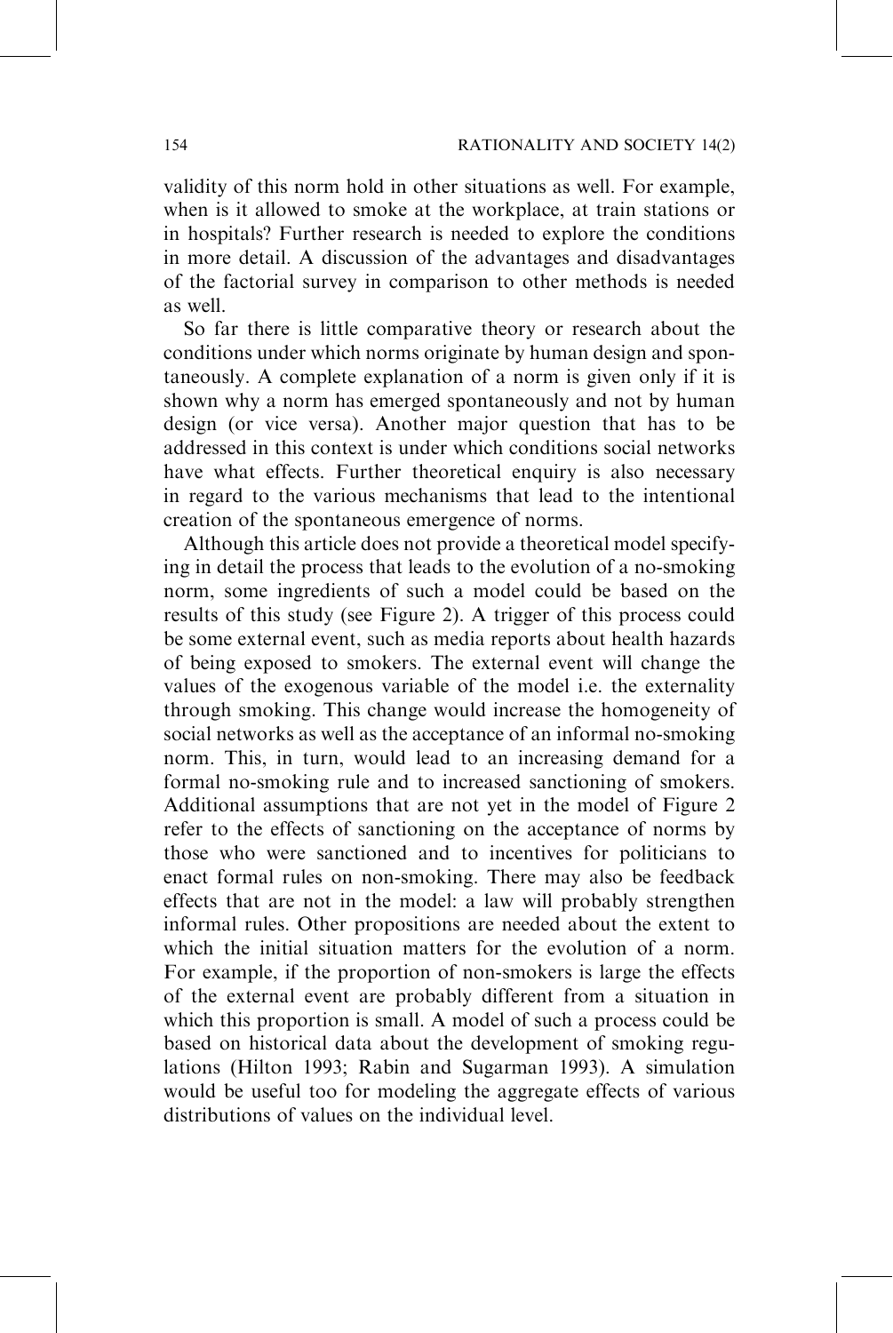validity of this norm hold in other situations as well. For example, when is it allowed to smoke at the workplace, at train stations or in hospitals? Further research is needed to explore the conditions in more detail. A discussion of the advantages and disadvantages of the factorial survey in comparison to other methods is needed as well.

So far there is little comparative theory or research about the conditions under which norms originate by human design and spontaneously. A complete explanation of a norm is given only if it is shown why a norm has emerged spontaneously and not by human design (or vice versa). Another major question that has to be addressed in this context is under which conditions social networks have what effects. Further theoretical enquiry is also necessary in regard to the various mechanisms that lead to the intentional creation of the spontaneous emergence of norms.

Although this article does not provide a theoretical model specifying in detail the process that leads to the evolution of a no-smoking norm, some ingredients of such a model could be based on the results of this study (see Figure 2). A trigger of this process could be some external event, such as media reports about health hazards of being exposed to smokers. The external event will change the values of the exogenous variable of the model i.e. the externality through smoking. This change would increase the homogeneity of social networks as well as the acceptance of an informal no-smoking norm. This, in turn, would lead to an increasing demand for a formal no-smoking rule and to increased sanctioning of smokers. Additional assumptions that are not yet in the model of Figure 2 refer to the effects of sanctioning on the acceptance of norms by those who were sanctioned and to incentives for politicians to enact formal rules on non-smoking. There may also be feedback effects that are not in the model: a law will probably strengthen informal rules. Other propositions are needed about the extent to which the initial situation matters for the evolution of a norm. For example, if the proportion of non-smokers is large the effects of the external event are probably different from a situation in which this proportion is small. A model of such a process could be based on historical data about the development of smoking regulations (Hilton 1993; Rabin and Sugarman 1993). A simulation would be useful too for modeling the aggregate effects of various distributions of values on the individual level.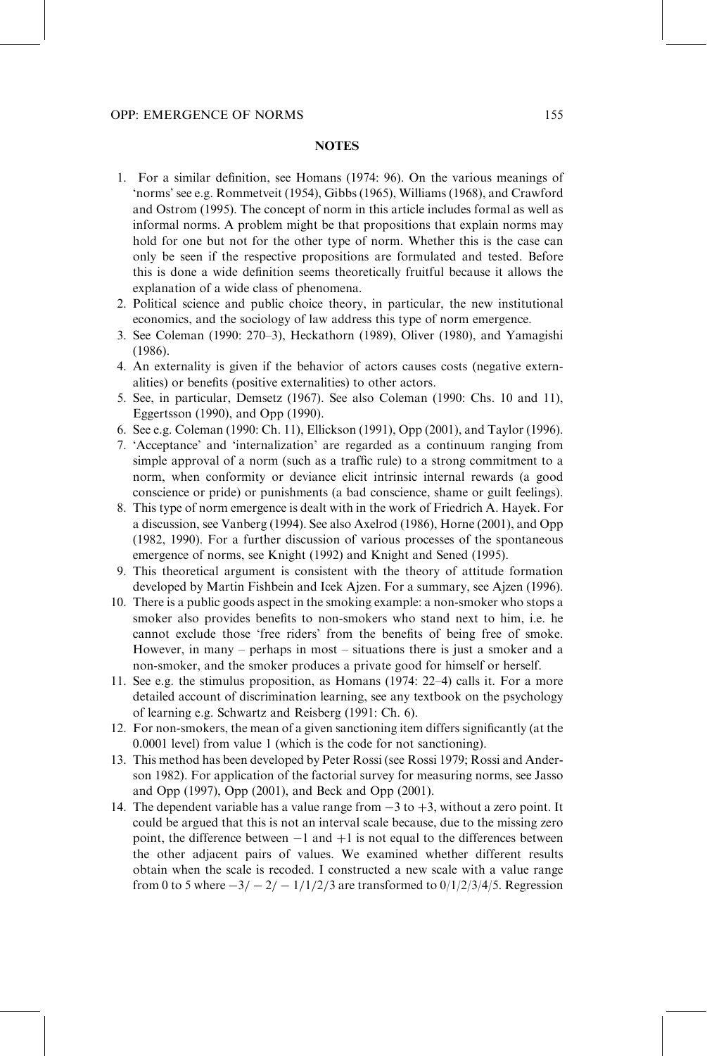## NOTES

1. For a similar definition, see Homans (1974: 96). On the various meanings of 'norms' see e.g. Rommetveit (1954), Gibbs (1965), Williams (1968), and Crawford and Ostrom (1995). The concept of norm in this article includes formal as well as informal norms. A problem might be that propositions that explain norms may hold for one but not for the other type of norm. Whether this is the case can only be seen if the respective propositions are formulated and tested. Before this is done a wide definition seems theoretically fruitful because it allows the explanation of a wide class of phenomena.
2. Political science and public choice theory, in particular, the new institutional economics, and the sociology of law address this type of norm emergence.
3. See Coleman (1990: 270–3), Heckathorn (1989), Oliver (1980), and Yamagishi (1986).
4. An externality is given if the behavior of actors causes costs (negative externalities) or benefits (positive externalities) to other actors.
5. See, in particular, Demsetz (1967). See also Coleman (1990: Chs. 10 and 11), Eggertsson (1990), and Opp (1990).
6. See e.g. Coleman (1990: Ch. 11), Ellickson (1991), Opp (2001), and Taylor (1996).
7. 'Acceptance' and 'internalization' are regarded as a continuum ranging from simple approval of a norm (such as a traffic rule) to a strong commitment to a norm, when conformity or deviance elicit intrinsic internal rewards (a good conscience or pride) or punishments (a bad conscience, shame or guilt feelings).
8. This type of norm emergence is dealt with in the work of Friedrich A. Hayek. For a discussion, see Vanberg (1994). See also Axelrod (1986), Horne (2001), and Opp (1982, 1990). For a further discussion of various processes of the spontaneous emergence of norms, see Knight (1992) and Knight and Sened (1995).
9. This theoretical argument is consistent with the theory of attitude formation developed by Martin Fishbein and Icek Ajzen. For a summary, see Ajzen (1996).
10. There is a public goods aspect in the smoking example: a non-smoker who stops a smoker also provides benefits to non-smokers who stand next to him, i.e. he cannot exclude those 'free riders' from the benefits of being free of smoke. However, in many – perhaps in most – situations there is just a smoker and a non-smoker, and the smoker produces a private good for himself or herself.
11. See e.g. the stimulus proposition, as Homans (1974: 22–4) calls it. For a more detailed account of discrimination learning, see any textbook on the psychology of learning e.g. Schwartz and Reisberg (1991: Ch. 6).
12. For non-smokers, the mean of a given sanctioning item differs significantly (at the 0.0001 level) from value 1 (which is the code for not sanctioning).
13. This method has been developed by Peter Rossi (see Rossi 1979; Rossi and Anderson 1982). For application of the factorial survey for measuring norms, see Jasso and Opp (1997), Opp (2001), and Beck and Opp (2001).
14. The dependent variable has a value range from $-3$ to $+3$, without a zero point. It could be argued that this is not an interval scale because, due to the missing zero point, the difference between $-1$ and $+1$ is not equal to the differences between the other adjacent pairs of values. We examined whether different results obtain when the scale is recoded. I constructed a new scale with a value range from 0 to 5 where $-3/-2/-1/1/2/3$ are transformed to 0/1/2/3/4/5. Regression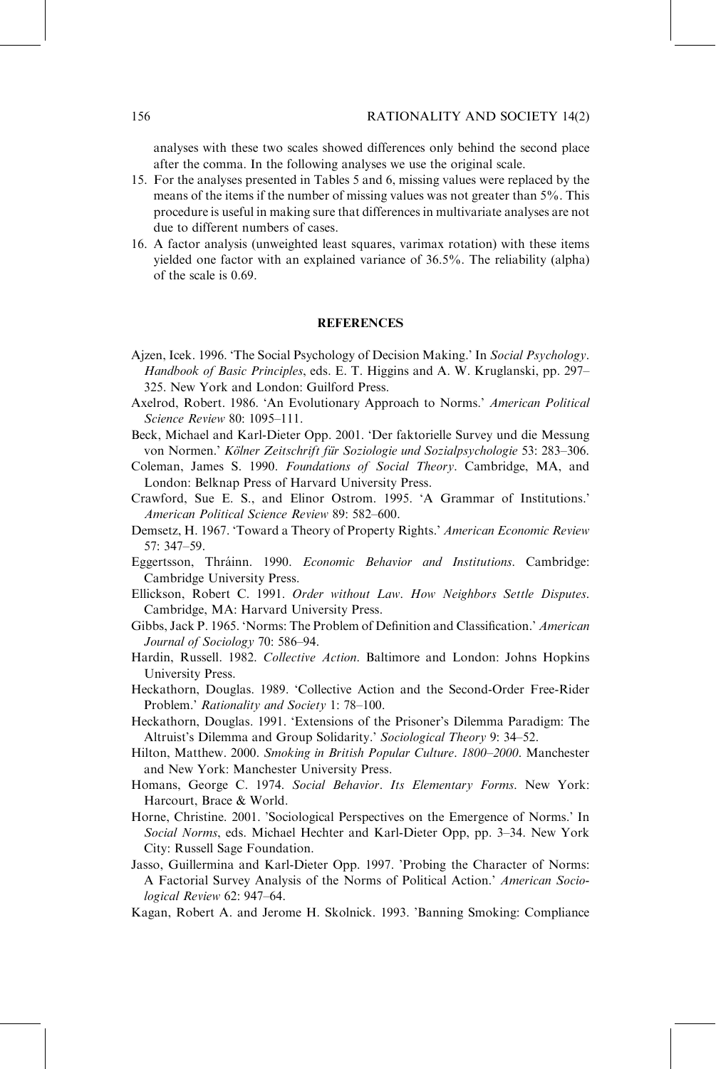analyses with these two scales showed differences only behind the second place after the comma. In the following analyses we use the original scale.

15. For the analyses presented in Tables 5 and 6, missing values were replaced by the means of the items if the number of missing values was not greater than 5%. This procedure is useful in making sure that differences in multivariate analyses are not due to different numbers of cases.
16. A factor analysis (unweighted least squares, varimax rotation) with these items yielded one factor with an explained variance of 36.5%. The reliability (alpha) of the scale is 0.69.

## REFERENCES

Ajzen, Icek. 1996. 'The Social Psychology of Decision Making.' In *Social Psychology. Handbook of Basic Principles*, eds. E. T. Higgins and A. W. Kruglanski, pp. 297–325. New York and London: Guilford Press.

Axelrod, Robert. 1986. 'An Evolutionary Approach to Norms.' *American Political Science Review* 80: 1095–111.

Beck, Michael and Karl-Dieter Opp. 2001. 'Der faktorielle Survey und die Messung von Normen.' *Kölner Zeitschrift für Soziologie und Sozialpsychologie* 53: 283–306.

Coleman, James S. 1990. *Foundations of Social Theory*. Cambridge, MA, and London: Belknap Press of Harvard University Press.

Crawford, Sue E. S., and Elinor Ostrom. 1995. 'A Grammar of Institutions.' *American Political Science Review* 89: 582–600.

Demsetz, H. 1967. 'Toward a Theory of Property Rights.' *American Economic Review* 57: 347–59.

Eggertsson, Thráinn. 1990. *Economic Behavior and Institutions*. Cambridge: Cambridge University Press.

Ellickson, Robert C. 1991. *Order without Law. How Neighbors Settle Disputes*. Cambridge, MA: Harvard University Press.

Gibbs, Jack P. 1965. 'Norms: The Problem of Definition and Classification.' *American Journal of Sociology* 70: 586–94.

Hardin, Russell. 1982. *Collective Action*. Baltimore and London: Johns Hopkins University Press.

Heckathorn, Douglas. 1989. 'Collective Action and the Second-Order Free-Rider Problem.' *Rationality and Society* 1: 78–100.

Heckathorn, Douglas. 1991. 'Extensions of the Prisoner's Dilemma Paradigm: The Altruist's Dilemma and Group Solidarity.' *Sociological Theory* 9: 34–52.

Hilton, Matthew. 2000. *Smoking in British Popular Culture. 1800–2000*. Manchester and New York: Manchester University Press.

Homans, George C. 1974. *Social Behavior. Its Elementary Forms*. New York: Harcourt, Brace & World.

Horne, Christine. 2001. 'Sociological Perspectives on the Emergence of Norms.' In *Social Norms*, eds. Michael Hechter and Karl-Dieter Opp, pp. 3–34. New York City: Russell Sage Foundation.

Jasso, Guillermina and Karl-Dieter Opp. 1997. 'Probing the Character of Norms: A Factorial Survey Analysis of the Norms of Political Action.' *American Sociological Review* 62: 947–64.

Kagan, Robert A. and Jerome H. Skolnick. 1993. 'Banning Smoking: Compliance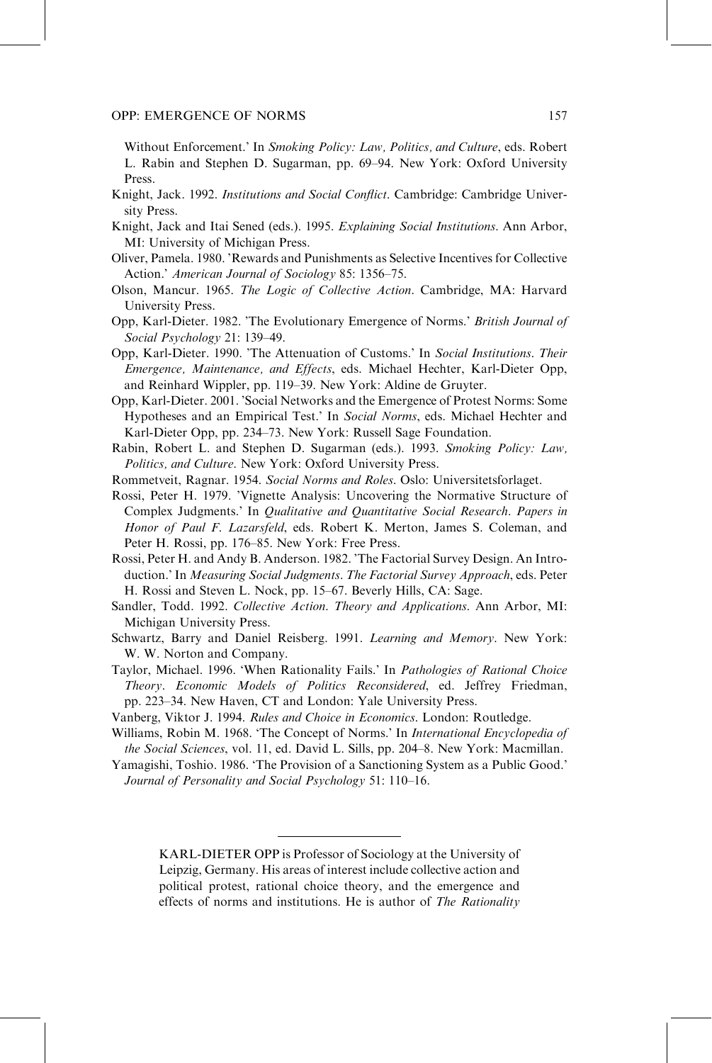Without Enforcement.' In *Smoking Policy: Law, Politics, and Culture*, eds. Robert L. Rabin and Stephen D. Sugarman, pp. 69–94. New York: Oxford University Press.

Knight, Jack. 1992. *Institutions and Social Conflict*. Cambridge: Cambridge University Press.

Knight, Jack and Itai Sened (eds.). 1995. *Explaining Social Institutions*. Ann Arbor, MI: University of Michigan Press.

Oliver, Pamela. 1980. 'Rewards and Punishments as Selective Incentives for Collective Action.' *American Journal of Sociology* 85: 1356–75.

Olson, Mancur. 1965. *The Logic of Collective Action*. Cambridge, MA: Harvard University Press.

Opp, Karl-Dieter. 1982. 'The Evolutionary Emergence of Norms.' *British Journal of Social Psychology* 21: 139–49.

Opp, Karl-Dieter. 1990. 'The Attenuation of Customs.' In *Social Institutions. Their Emergence, Maintenance, and Effects*, eds. Michael Hechter, Karl-Dieter Opp, and Reinhard Wippler, pp. 119–39. New York: Aldine de Gruyter.

Opp, Karl-Dieter. 2001. 'Social Networks and the Emergence of Protest Norms: Some Hypotheses and an Empirical Test.' In *Social Norms*, eds. Michael Hechter and Karl-Dieter Opp, pp. 234–73. New York: Russell Sage Foundation.

Rabin, Robert L. and Stephen D. Sugarman (eds.). 1993. *Smoking Policy: Law, Politics, and Culture*. New York: Oxford University Press.

Rommetveit, Ragnar. 1954. *Social Norms and Roles*. Oslo: Universitetsforlaget.

Rossi, Peter H. 1979. 'Vignette Analysis: Uncovering the Normative Structure of Complex Judgments.' In *Qualitative and Quantitative Social Research. Papers in Honor of Paul F. Lazarsfeld*, eds. Robert K. Merton, James S. Coleman, and Peter H. Rossi, pp. 176–85. New York: Free Press.

Rossi, Peter H. and Andy B. Anderson. 1982. 'The Factorial Survey Design. An Introduction.' In *Measuring Social Judgments. The Factorial Survey Approach*, eds. Peter H. Rossi and Steven L. Nock, pp. 15–67. Beverly Hills, CA: Sage.

Sandler, Todd. 1992. *Collective Action. Theory and Applications*. Ann Arbor, MI: Michigan University Press.

Schwartz, Barry and Daniel Reisberg. 1991. *Learning and Memory*. New York: W. W. Norton and Company.

Taylor, Michael. 1996. 'When Rationality Fails.' In *Pathologies of Rational Choice Theory. Economic Models of Politics Reconsidered*, ed. Jeffrey Friedman, pp. 223–34. New Haven, CT and London: Yale University Press.

Vanberg, Viktor J. 1994. *Rules and Choice in Economics*. London: Routledge.

Williams, Robin M. 1968. 'The Concept of Norms.' In *International Encyclopedia of the Social Sciences*, vol. 11, ed. David L. Sills, pp. 204–8. New York: Macmillan.

Yamagishi, Toshio. 1986. 'The Provision of a Sanctioning System as a Public Good.' *Journal of Personality and Social Psychology* 51: 110–16.

---

KARL-DIETER OPP is Professor of Sociology at the University of Leipzig, Germany. His areas of interest include collective action and political protest, rational choice theory, and the emergence and effects of norms and institutions. He is author of *The Rationality*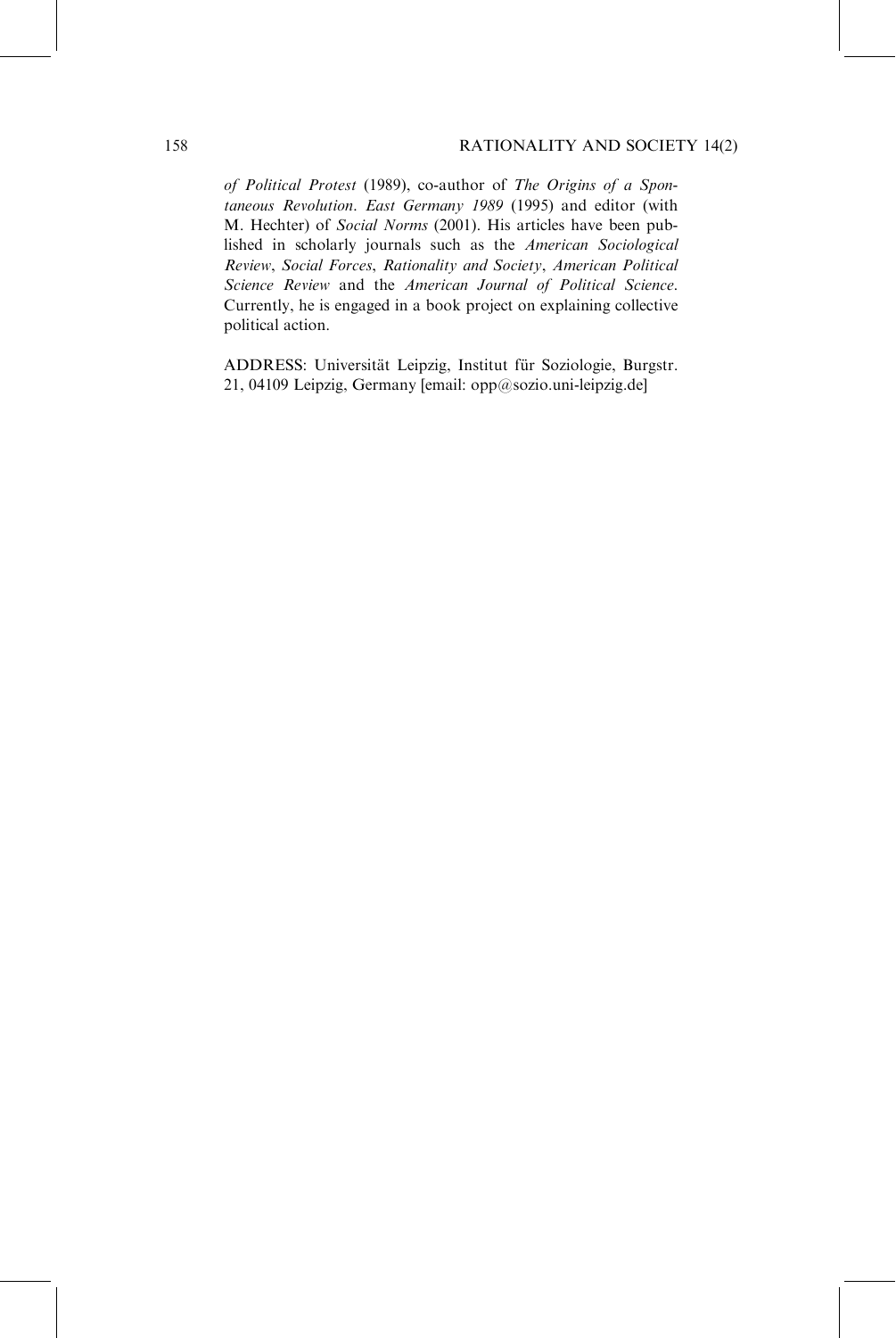*of Political Protest* (1989), co-author of *The Origins of a Spontaneous Revolution. East Germany 1989* (1995) and editor (with M. Hechter) of *Social Norms* (2001). His articles have been published in scholarly journals such as the *American Sociological Review*, *Social Forces*, *Rationality and Society*, *American Political Science Review* and the *American Journal of Political Science*. Currently, he is engaged in a book project on explaining collective political action.

ADDRESS: Universität Leipzig, Institut für Soziologie, Burgstr. 21, 04109 Leipzig, Germany [email: opp@sozio.uni-leipzig.de]